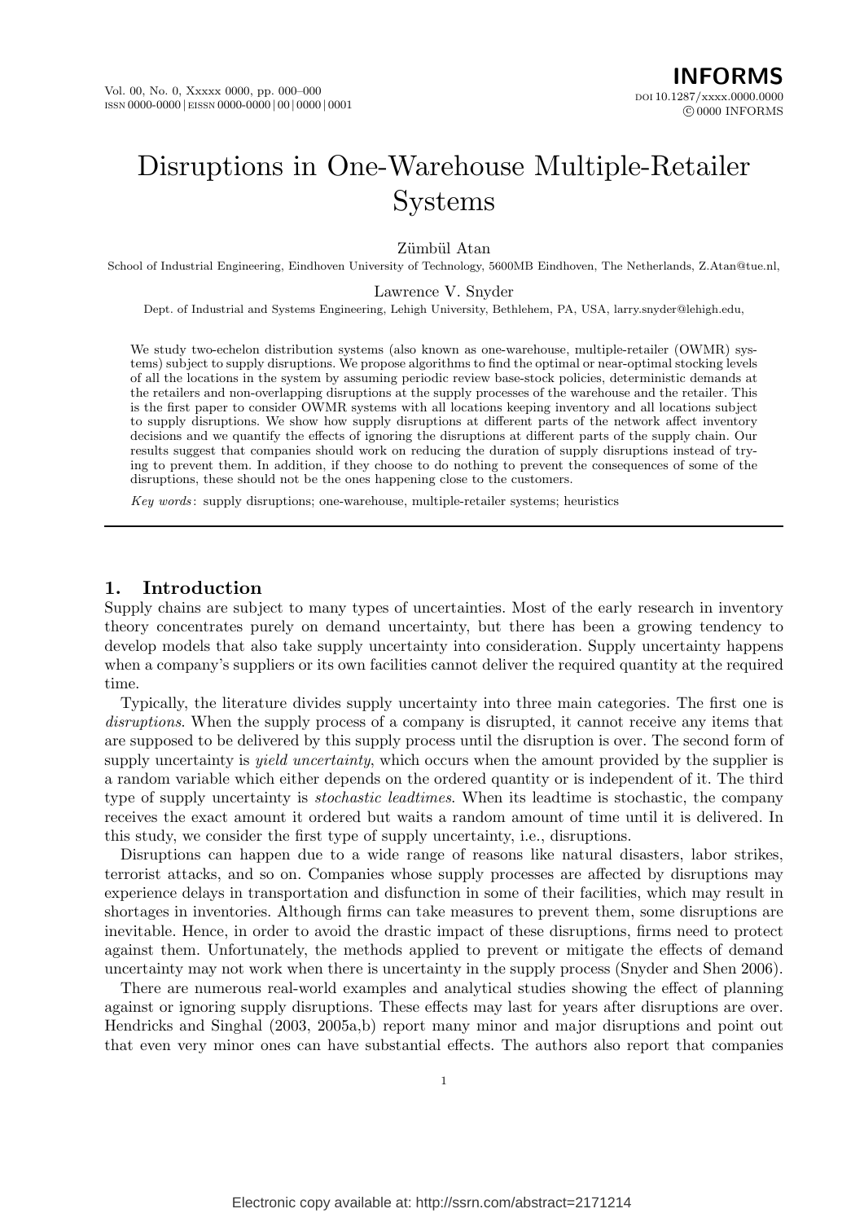# Disruptions in One-Warehouse Multiple-Retailer Systems

Zümbül Atan

School of Industrial Engineering, Eindhoven University of Technology, 5600MB Eindhoven, The Netherlands, Z.Atan@tue.nl,

Lawrence V. Snyder

Dept. of Industrial and Systems Engineering, Lehigh University, Bethlehem, PA, USA, larry.snyder@lehigh.edu,

We study two-echelon distribution systems (also known as one-warehouse, multiple-retailer (OWMR) systems) subject to supply disruptions. We propose algorithms to find the optimal or near-optimal stocking levels of all the locations in the system by assuming periodic review base-stock policies, deterministic demands at the retailers and non-overlapping disruptions at the supply processes of the warehouse and the retailer. This is the first paper to consider OWMR systems with all locations keeping inventory and all locations subject to supply disruptions. We show how supply disruptions at different parts of the network affect inventory decisions and we quantify the effects of ignoring the disruptions at different parts of the supply chain. Our results suggest that companies should work on reducing the duration of supply disruptions instead of trying to prevent them. In addition, if they choose to do nothing to prevent the consequences of some of the disruptions, these should not be the ones happening close to the customers.

*Key words*: supply disruptions; one-warehouse, multiple-retailer systems; heuristics

## 1. Introduction

Supply chains are subject to many types of uncertainties. Most of the early research in inventory theory concentrates purely on demand uncertainty, but there has been a growing tendency to develop models that also take supply uncertainty into consideration. Supply uncertainty happens when a company's suppliers or its own facilities cannot deliver the required quantity at the required time.

Typically, the literature divides supply uncertainty into three main categories. The first one is *disruptions*. When the supply process of a company is disrupted, it cannot receive any items that are supposed to be delivered by this supply process until the disruption is over. The second form of supply uncertainty is *yield uncertainty*, which occurs when the amount provided by the supplier is a random variable which either depends on the ordered quantity or is independent of it. The third type of supply uncertainty is *stochastic leadtimes*. When its leadtime is stochastic, the company receives the exact amount it ordered but waits a random amount of time until it is delivered. In this study, we consider the first type of supply uncertainty, i.e., disruptions.

Disruptions can happen due to a wide range of reasons like natural disasters, labor strikes, terrorist attacks, and so on. Companies whose supply processes are affected by disruptions may experience delays in transportation and disfunction in some of their facilities, which may result in shortages in inventories. Although firms can take measures to prevent them, some disruptions are inevitable. Hence, in order to avoid the drastic impact of these disruptions, firms need to protect against them. Unfortunately, the methods applied to prevent or mitigate the effects of demand uncertainty may not work when there is uncertainty in the supply process (Snyder and Shen 2006).

There are numerous real-world examples and analytical studies showing the effect of planning against or ignoring supply disruptions. These effects may last for years after disruptions are over. Hendricks and Singhal (2003, 2005a,b) report many minor and major disruptions and point out that even very minor ones can have substantial effects. The authors also report that companies

Electronic copy available at: http://ssrn.com/abstract=2171214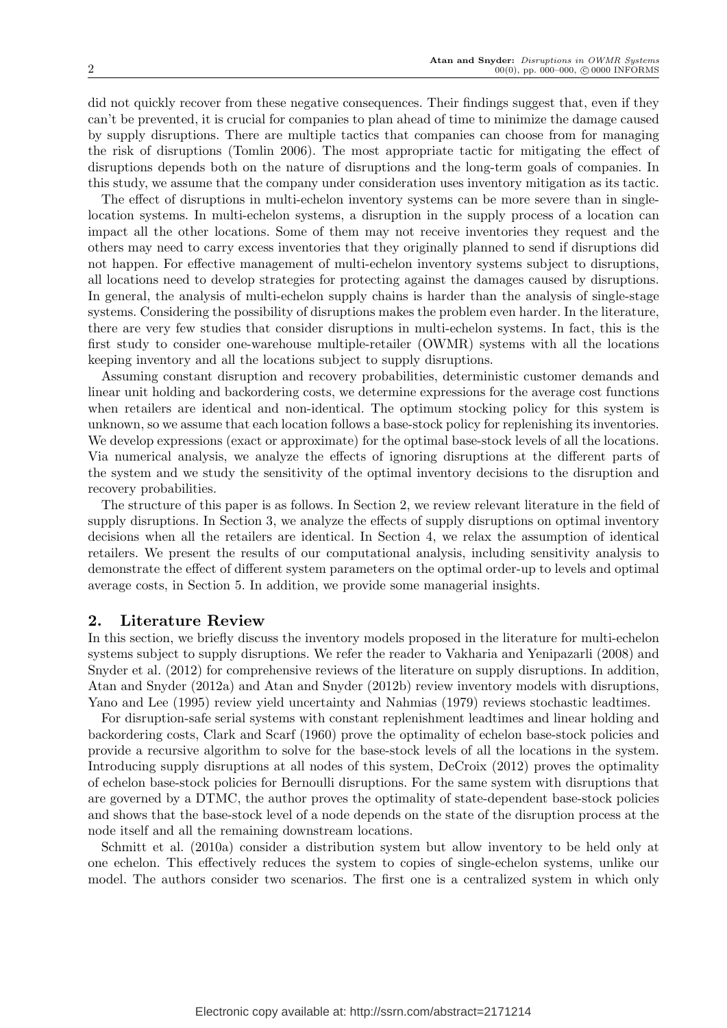did not quickly recover from these negative consequences. Their findings suggest that, even if they can't be prevented, it is crucial for companies to plan ahead of time to minimize the damage caused by supply disruptions. There are multiple tactics that companies can choose from for managing the risk of disruptions (Tomlin 2006). The most appropriate tactic for mitigating the effect of disruptions depends both on the nature of disruptions and the long-term goals of companies. In this study, we assume that the company under consideration uses inventory mitigation as its tactic.

The effect of disruptions in multi-echelon inventory systems can be more severe than in single-location systems. In multi-echelon systems, a disruption in the supply process of a location can impact all the other locations. Some of them may not receive inventories they request and the others may need to carry excess inventories that they originally planned to send if disruptions did not happen. For effective management of multi-echelon inventory systems subject to disruptions, all locations need to develop strategies for protecting against the damages caused by disruptions. In general, the analysis of multi-echelon supply chains is harder than the analysis of single-stage systems. Considering the possibility of disruptions makes the problem even harder. In the literature, there are very few studies that consider disruptions in multi-echelon systems. In fact, this is the first study to consider one-warehouse multiple-retailer (OWMR) systems with all the locations keeping inventory and all the locations subject to supply disruptions.

Assuming constant disruption and recovery probabilities, deterministic customer demands and linear unit holding and backordering costs, we determine expressions for the average cost functions when retailers are identical and non-identical. The optimum stocking policy for this system is unknown, so we assume that each location follows a base-stock policy for replenishing its inventories. We develop expressions (exact or approximate) for the optimal base-stock levels of all the locations. Via numerical analysis, we analyze the effects of ignoring disruptions at the different parts of the system and we study the sensitivity of the optimal inventory decisions to the disruption and recovery probabilities.

The structure of this paper is as follows. In Section 2, we review relevant literature in the field of supply disruptions. In Section 3, we analyze the effects of supply disruptions on optimal inventory decisions when all the retailers are identical. In Section 4, we relax the assumption of identical retailers. We present the results of our computational analysis, including sensitivity analysis to demonstrate the effect of different system parameters on the optimal order-up to levels and optimal average costs, in Section 5. In addition, we provide some managerial insights.

## 2. Literature Review

In this section, we briefly discuss the inventory models proposed in the literature for multi-echelon systems subject to supply disruptions. We refer the reader to Vakharia and Yenipazarli (2008) and Snyder et al. (2012) for comprehensive reviews of the literature on supply disruptions. In addition, Atan and Snyder (2012a) and Atan and Snyder (2012b) review inventory models with disruptions, Yano and Lee (1995) review yield uncertainty and Nahmias (1979) reviews stochastic leadtimes.

For disruption-safe serial systems with constant replenishment leadtimes and linear holding and backordering costs, Clark and Scarf (1960) prove the optimality of echelon base-stock policies and provide a recursive algorithm to solve for the base-stock levels of all the locations in the system. Introducing supply disruptions at all nodes of this system, DeCroix (2012) proves the optimality of echelon base-stock policies for Bernoulli disruptions. For the same system with disruptions that are governed by a DTMC, the author proves the optimality of state-dependent base-stock policies and shows that the base-stock level of a node depends on the state of the disruption process at the node itself and all the remaining downstream locations.

Schmitt et al. (2010a) consider a distribution system but allow inventory to be held only at one echelon. This effectively reduces the system to copies of single-echelon systems, unlike our model. The authors consider two scenarios. The first one is a centralized system in which only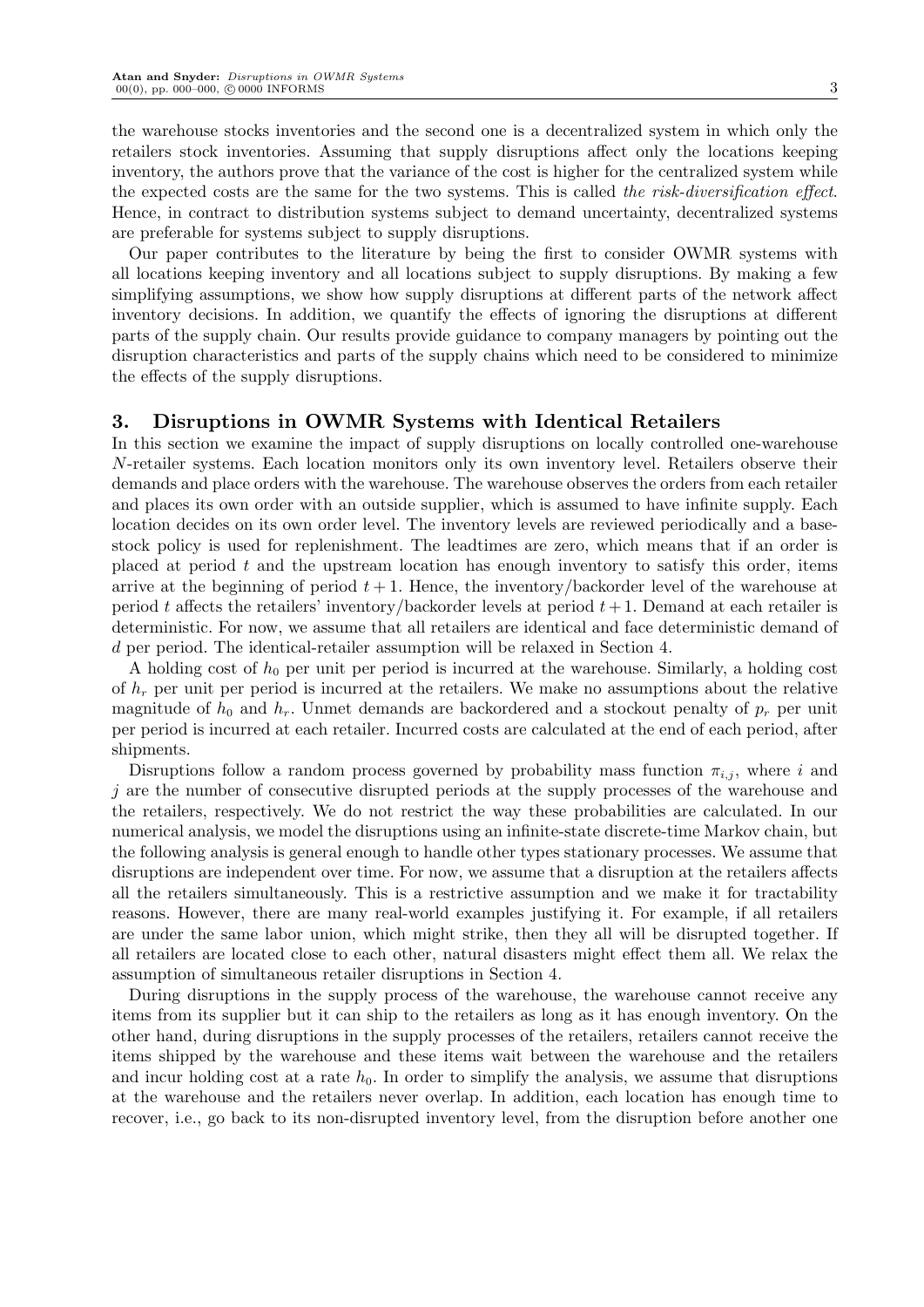the warehouse stocks inventories and the second one is a decentralized system in which only the retailers stock inventories. Assuming that supply disruptions affect only the locations keeping inventory, the authors prove that the variance of the cost is higher for the centralized system while the expected costs are the same for the two systems. This is called *the risk-diversification effect*. Hence, in contract to distribution systems subject to demand uncertainty, decentralized systems are preferable for systems subject to supply disruptions.

Our paper contributes to the literature by being the first to consider OWMR systems with all locations keeping inventory and all locations subject to supply disruptions. By making a few simplifying assumptions, we show how supply disruptions at different parts of the network affect inventory decisions. In addition, we quantify the effects of ignoring the disruptions at different parts of the supply chain. Our results provide guidance to company managers by pointing out the disruption characteristics and parts of the supply chains which need to be considered to minimize the effects of the supply disruptions.

## 3. Disruptions in OWMR Systems with Identical Retailers

In this section we examine the impact of supply disruptions on locally controlled one-warehouse $N$-retailer systems. Each location monitors only its own inventory level. Retailers observe their demands and place orders with the warehouse. The warehouse observes the orders from each retailer and places its own order with an outside supplier, which is assumed to have infinite supply. Each location decides on its own order level. The inventory levels are reviewed periodically and a base-stock policy is used for replenishment. The leadtimes are zero, which means that if an order is placed at period $t$ and the upstream location has enough inventory to satisfy this order, items arrive at the beginning of period $t+1$. Hence, the inventory/backorder level of the warehouse at period $t$ affects the retailers' inventory/backorder levels at period $t+1$. Demand at each retailer is deterministic. For now, we assume that all retailers are identical and face deterministic demand of $d$ per period. The identical-retailer assumption will be relaxed in Section 4.

A holding cost of $h_0$ per unit per period is incurred at the warehouse. Similarly, a holding cost of $h_r$ per unit per period is incurred at the retailers. We make no assumptions about the relative magnitude of $h_0$ and $h_r$. Unmet demands are backordered and a stockout penalty of $p_r$ per unit per period is incurred at each retailer. Incurred costs are calculated at the end of each period, after shipments.

Disruptions follow a random process governed by probability mass function $\pi_{i,j}$, where $i$ and $j$ are the number of consecutive disrupted periods at the supply processes of the warehouse and the retailers, respectively. We do not restrict the way these probabilities are calculated. In our numerical analysis, we model the disruptions using an infinite-state discrete-time Markov chain, but the following analysis is general enough to handle other types stationary processes. We assume that disruptions are independent over time. For now, we assume that a disruption at the retailers affects all the retailers simultaneously. This is a restrictive assumption and we make it for tractability reasons. However, there are many real-world examples justifying it. For example, if all retailers are under the same labor union, which might strike, then they all will be disrupted together. If all retailers are located close to each other, natural disasters might effect them all. We relax the assumption of simultaneous retailer disruptions in Section 4.

During disruptions in the supply process of the warehouse, the warehouse cannot receive any items from its supplier but it can ship to the retailers as long as it has enough inventory. On the other hand, during disruptions in the supply processes of the retailers, retailers cannot receive the items shipped by the warehouse and these items wait between the warehouse and the retailers and incur holding cost at a rate $h_0$. In order to simplify the analysis, we assume that disruptions at the warehouse and the retailers never overlap. In addition, each location has enough time to recover, i.e., go back to its non-disrupted inventory level, from the disruption before another one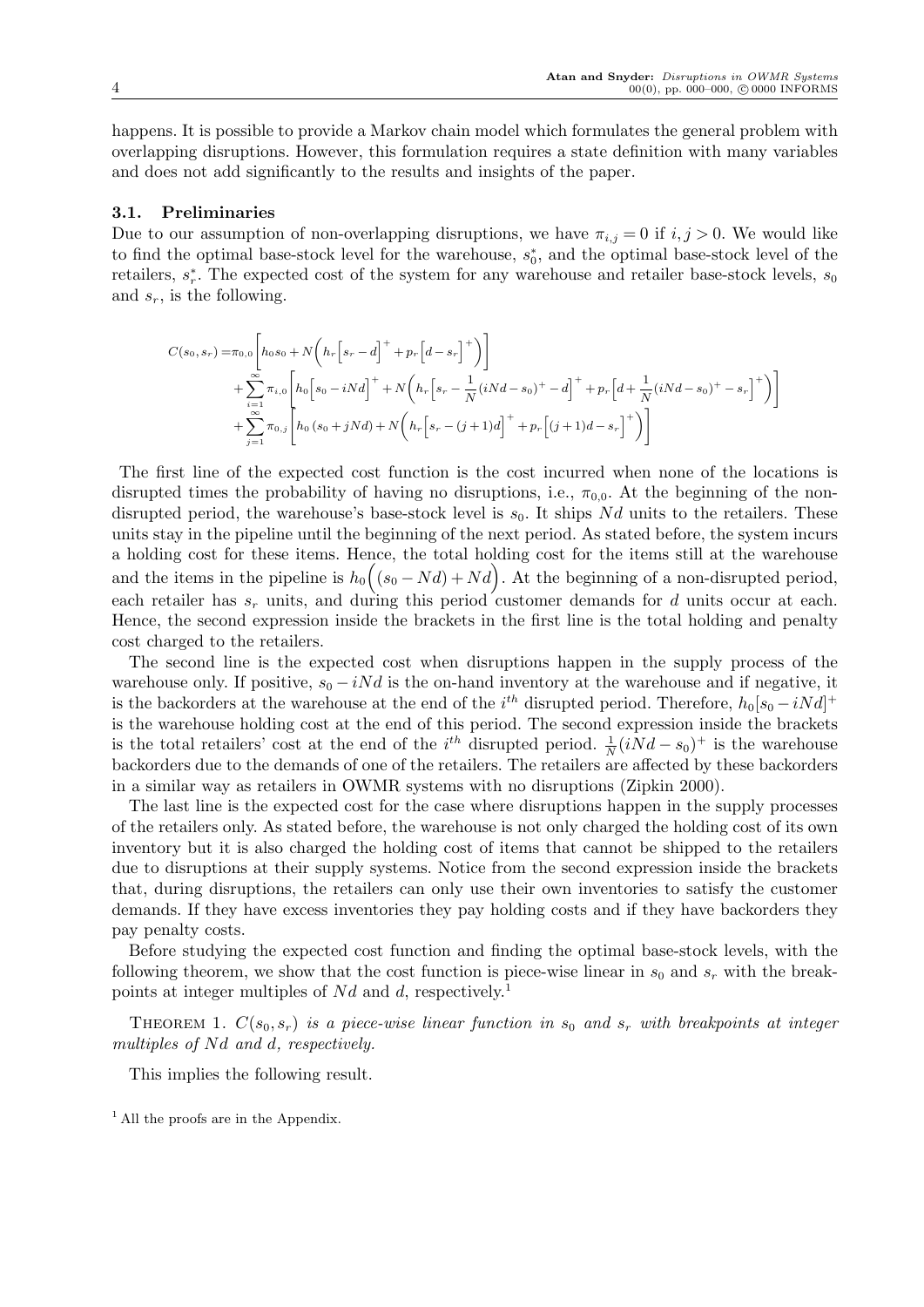happens. It is possible to provide a Markov chain model which formulates the general problem with overlapping disruptions. However, this formulation requires a state definition with many variables and does not add significantly to the results and insights of the paper.

### 3.1. Preliminaries

Due to our assumption of non-overlapping disruptions, we have $\pi_{i,j} = 0$ if $i, j > 0$. We would like to find the optimal base-stock level for the warehouse, $s_0^*$, and the optimal base-stock level of the retailers, $s_r^*$. The expected cost of the system for any warehouse and retailer base-stock levels, $s_0$ and $s_r$, is the following.

$$
\begin{aligned}
C(s_0, s_r) = &\pi_{0,0}\left[h_0 s_0 + N\left(h_r\left[s_r - d\right]^+ + p_r\left[d - s_r\right]^+\right)\right] \\
&+ \sum_{i=1}^{\infty} \pi_{i,0}\left[h_0\left[s_0 - iNd\right]^+ + N\left(h_r\left[s_r - \frac{1}{N}(iNd - s_0)^+ - d\right]^+ + p_r\left[d + \frac{1}{N}(iNd - s_0)^+ - s_r\right]^+\right)\right] \\
&+ \sum_{j=1}^{\infty} \pi_{0,j}\left[h_0\left(s_0 + jNd\right) + N\left(h_r\left[s_r - (j+1)d\right]^+ + p_r\left[(j+1)d - s_r\right]^+\right)\right]
\end{aligned}
$$

The first line of the expected cost function is the cost incurred when none of the locations is disrupted times the probability of having no disruptions, i.e., $\pi_{0,0}$. At the beginning of the non-disrupted period, the warehouse's base-stock level is $s_0$. It ships $Nd$ units to the retailers. These units stay in the pipeline until the beginning of the next period. As stated before, the system incurs a holding cost for these items. Hence, the total holding cost for the items still at the warehouse and the items in the pipeline is $h_0\Big((s_0 - Nd) + Nd\Big)$. At the beginning of a non-disrupted period, each retailer has $s_r$ units, and during this period customer demands for $d$ units occur at each. Hence, the second expression inside the brackets in the first line is the total holding and penalty cost charged to the retailers.

The second line is the expected cost when disruptions happen in the supply process of the warehouse only. If positive, $s_0 - iNd$ is the on-hand inventory at the warehouse and if negative, it is the backorders at the warehouse at the end of the $i^{th}$ disrupted period. Therefore, $h_0[s_0 - iNd]^+$ is the warehouse holding cost at the end of this period. The second expression inside the brackets is the total retailers' cost at the end of the $i^{th}$ disrupted period. $\frac{1}{N}(iNd - s_0)^+$ is the warehouse backorders due to the demands of one of the retailers. The retailers are affected by these backorders in a similar way as retailers in OWMR systems with no disruptions (Zipkin 2000).

The last line is the expected cost for the case where disruptions happen in the supply processes of the retailers only. As stated before, the warehouse is not only charged the holding cost of its own inventory but it is also charged the holding cost of items that cannot be shipped to the retailers due to disruptions at their supply systems. Notice from the second expression inside the brackets that, during disruptions, the retailers can only use their own inventories to satisfy the customer demands. If they have excess inventories they pay holding costs and if they have backorders they pay penalty costs.

Before studying the expected cost function and finding the optimal base-stock levels, with the following theorem, we show that the cost function is piece-wise linear in $s_0$ and $s_r$ with the breakpoints at integer multiples of $Nd$ and $d$, respectively.[1]

Theorem 1. *$C(s_0, s_r)$ is a piece-wise linear function in $s_0$ and $s_r$ with breakpoints at integer multiples of $Nd$ and $d$, respectively.*

This implies the following result.

[1] All the proofs are in the Appendix.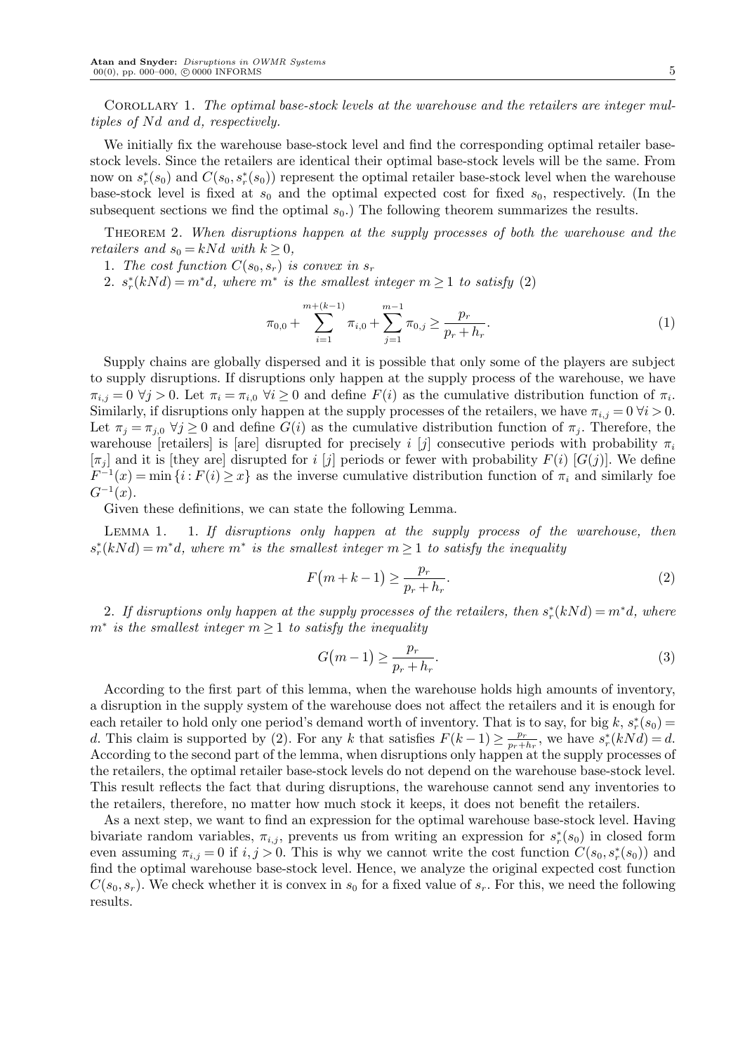Corollary 1. *The optimal base-stock levels at the warehouse and the retailers are integer multiples of $Nd$ and $d$, respectively.*

We initially fix the warehouse base-stock level and find the corresponding optimal retailer base-stock levels. Since the retailers are identical their optimal base-stock levels will be the same. From now on $s_r^*(s_0)$ and $C(s_0, s_r^*(s_0))$ represent the optimal retailer base-stock level when the warehouse base-stock level is fixed at $s_0$ and the optimal expected cost for fixed $s_0$, respectively. (In the subsequent sections we find the optimal $s_0$.) The following theorem summarizes the results.

Theorem 2. *When disruptions happen at the supply processes of both the warehouse and the retailers and $s_0 = kNd$ with $k \geq 0$,*

1. *The cost function $C(s_0, s_r)$ is convex in $s_r$*
2. *$s_r^*(kNd) = m^*d$, where $m^*$ is the smallest integer $m \geq 1$ to satisfy (2)*

$$\pi_{0,0} + \sum_{i=1}^{m+(k-1)} \pi_{i,0} + \sum_{j=1}^{m-1} \pi_{0,j} \geq \frac{p_r}{p_r + h_r}. \tag{1}$$

Supply chains are globally dispersed and it is possible that only some of the players are subject to supply disruptions. If disruptions only happen at the supply process of the warehouse, we have $\pi_{i,j} = 0 \; \forall j > 0$. Let $\pi_i = \pi_{i,0} \; \forall i \geq 0$ and define $F(i)$ as the cumulative distribution function of $\pi_i$. Similarly, if disruptions only happen at the supply processes of the retailers, we have $\pi_{i,j} = 0 \; \forall i > 0$. Let $\pi_j = \pi_{j,0} \; \forall j \geq 0$ and define $G(i)$ as the cumulative distribution function of $\pi_j$. Therefore, the warehouse [retailers] is [are] disrupted for precisely $i$ [$j$] consecutive periods with probability $\pi_i$ [$\pi_j$] and it is [they are] disrupted for $i$ [$j$] periods or fewer with probability $F(i)$ [$G(j)$]. We define $F^{-1}(x) = \min\{i : F(i) \geq x\}$ as the inverse cumulative distribution function of $\pi_i$ and similarly foe $G^{-1}(x)$.

Given these definitions, we can state the following Lemma.

Lemma 1. 1. *If disruptions only happen at the supply process of the warehouse, then $s_r^*(kNd) = m^*d$, where $m^*$ is the smallest integer $m \geq 1$ to satisfy the inequality*

$$F\big(m + k - 1\big) \geq \frac{p_r}{p_r + h_r}. \tag{2}$$

2. *If disruptions only happen at the supply processes of the retailers, then $s_r^*(kNd) = m^*d$, where $m^*$ is the smallest integer $m \geq 1$ to satisfy the inequality*

$$G\big(m - 1\big) \geq \frac{p_r}{p_r + h_r}. \tag{3}$$

According to the first part of this lemma, when the warehouse holds high amounts of inventory, a disruption in the supply system of the warehouse does not affect the retailers and it is enough for each retailer to hold only one period's demand worth of inventory. That is to say, for big $k$, $s_r^*(s_0) = d$. This claim is supported by (2). For any $k$ that satisfies $F(k-1) \geq \frac{p_r}{p_r+h_r}$, we have $s_r^*(kNd) = d$. According to the second part of the lemma, when disruptions only happen at the supply processes of the retailers, the optimal retailer base-stock levels do not depend on the warehouse base-stock level. This result reflects the fact that during disruptions, the warehouse cannot send any inventories to the retailers, therefore, no matter how much stock it keeps, it does not benefit the retailers.

As a next step, we want to find an expression for the optimal warehouse base-stock level. Having bivariate random variables, $\pi_{i,j}$, prevents us from writing an expression for $s_r^*(s_0)$ in closed form even assuming $\pi_{i,j} = 0$ if $i, j > 0$. This is why we cannot write the cost function $C(s_0, s_r^*(s_0))$ and find the optimal warehouse base-stock level. Hence, we analyze the original expected cost function $C(s_0, s_r)$. We check whether it is convex in $s_0$ for a fixed value of $s_r$. For this, we need the following results.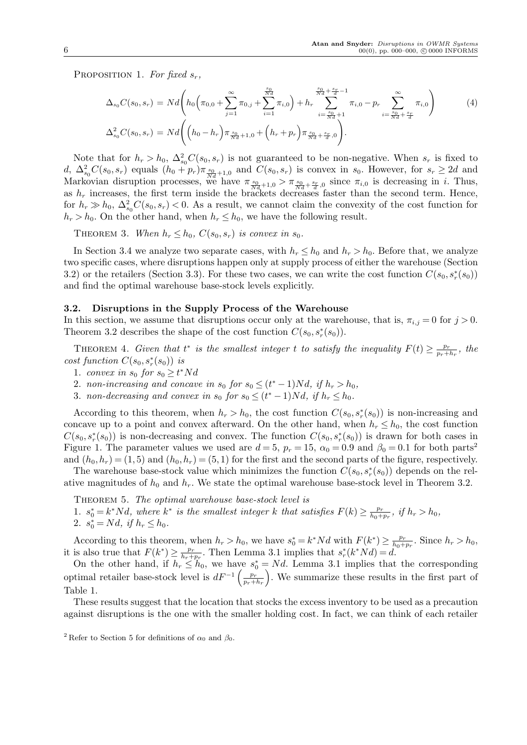Proposition 1. *For fixed $s_r$,*

$$\Delta_{s_0} C(s_0, s_r) = Nd\left(h_0\left(\pi_{0,0} + \sum_{j=1}^{\infty} \pi_{0,j} + \sum_{i=1}^{\frac{s_0}{Nd}} \pi_{i,0}\right) + h_r \sum_{i=\frac{s_0}{Nd}+1}^{\frac{s_0}{Nd}+\frac{s_r}{d}-1} \pi_{i,0} - p_r \sum_{i=\frac{s_0}{Nd}+\frac{s_r}{d}}^{\infty} \pi_{i,0}\right) \tag{4}$$

$$\Delta^2_{s_0} C(s_0, s_r) = Nd\left(\left(h_0 - h_r\right)\pi_{\frac{s_0}{Nd}+1,0} + \left(h_r + p_r\right)\pi_{\frac{s_0}{Nd}+\frac{s_r}{d},0}\right).$$

Note that for $h_r > h_0$, $\Delta^2_{s_0} C(s_0, s_r)$ is not guaranteed to be non-negative. When $s_r$ is fixed to $d$, $\Delta^2_{s_0} C(s_0, s_r)$ equals $(h_0 + p_r)\pi_{\frac{s_0}{Nd}+1,0}$ and $C(s_0, s_r)$ is convex in $s_0$. However, for $s_r \geq 2d$ and Markovian disruption processes, we have $\pi_{\frac{s_0}{Nd}+1,0} > \pi_{\frac{s_0}{Nd}+\frac{s_r}{d},0}$ since $\pi_{i,0}$ is decreasing in $i$. Thus, as $h_r$ increases, the first term inside the brackets decreases faster than the second term. Hence, for $h_r \gg h_0$, $\Delta^2_{s_0} C(s_0, s_r) < 0$. As a result, we cannot claim the convexity of the cost function for $h_r > h_0$. On the other hand, when $h_r \leq h_0$, we have the following result.

Theorem 3. *When $h_r \leq h_0$, $C(s_0, s_r)$ is convex in $s_0$.*

In Section 3.4 we analyze two separate cases, with $h_r \leq h_0$ and $h_r > h_0$. Before that, we analyze two specific cases, where disruptions happen only at supply process of either the warehouse (Section 3.2) or the retailers (Section 3.3). For these two cases, we can write the cost function $C(s_0, s_r^*(s_0))$ and find the optimal warehouse base-stock levels explicitly.

### 3.2. Disruptions in the Supply Process of the Warehouse

In this section, we assume that disruptions occur only at the warehouse, that is, $\pi_{i,j} = 0$ for $j > 0$. Theorem 3.2 describes the shape of the cost function $C(s_0, s_r^*(s_0))$.

Theorem 4. *Given that $t^*$ is the smallest integer $t$ to satisfy the inequality $F(t) \geq \frac{p_r}{p_r + h_r}$, the cost function $C(s_0, s_r^*(s_0))$ is*

1. *convex in $s_0$ for $s_0 \geq t^* Nd$*
2. *non-increasing and concave in $s_0$ for $s_0 \leq (t^* - 1)Nd$, if $h_r > h_0$,*
3. *non-decreasing and convex in $s_0$ for $s_0 \leq (t^* - 1)Nd$, if $h_r \leq h_0$.*

According to this theorem, when $h_r > h_0$, the cost function $C(s_0, s_r^*(s_0))$ is non-increasing and concave up to a point and convex afterward. On the other hand, when $h_r \leq h_0$, the cost function $C(s_0, s_r^*(s_0))$ is non-decreasing and convex. The function $C(s_0, s_r^*(s_0))$ is drawn for both cases in Figure 1. The parameter values we used are $d = 5$, $p_r = 15$, $\alpha_0 = 0.9$ and $\beta_0 = 0.1$ for both parts[2] and $(h_0, h_r) = (1, 5)$ and $(h_0, h_r) = (5, 1)$ for the first and the second parts of the figure, respectively.

The warehouse base-stock value which minimizes the function $C(s_0, s_r^*(s_0))$ depends on the relative magnitudes of $h_0$ and $h_r$. We state the optimal warehouse base-stock level in Theorem 3.2.

Theorem 5. *The optimal warehouse base-stock level is*

1. *$s_0^* = k^* Nd$, where $k^*$ is the smallest integer $k$ that satisfies $F(k) \geq \frac{p_r}{h_0 + p_r}$, if $h_r > h_0$,*
2. *$s_0^* = Nd$, if $h_r \leq h_0$.*

According to this theorem, when $h_r > h_0$, we have $s_0^* = k^* Nd$ with $F(k^*) \geq \frac{p_r}{h_0 + p_r}$. Since $h_r > h_0$, it is also true that $F(k^*) \geq \frac{p_r}{h_r + p_r}$. Then Lemma 3.1 implies that $s_r^*(k^* Nd) = d$.

On the other hand, if $h_r \leq h_0$, we have $s_0^* = Nd$. Lemma 3.1 implies that the corresponding optimal retailer base-stock level is $dF^{-1}\left(\frac{p_r}{p_r + h_r}\right)$. We summarize these results in the first part of Table 1.

These results suggest that the location that stocks the excess inventory to be used as a precaution against disruptions is the one with the smaller holding cost. In fact, we can think of each retailer

[2] Refer to Section 5 for definitions of $\alpha_0$ and $\beta_0$.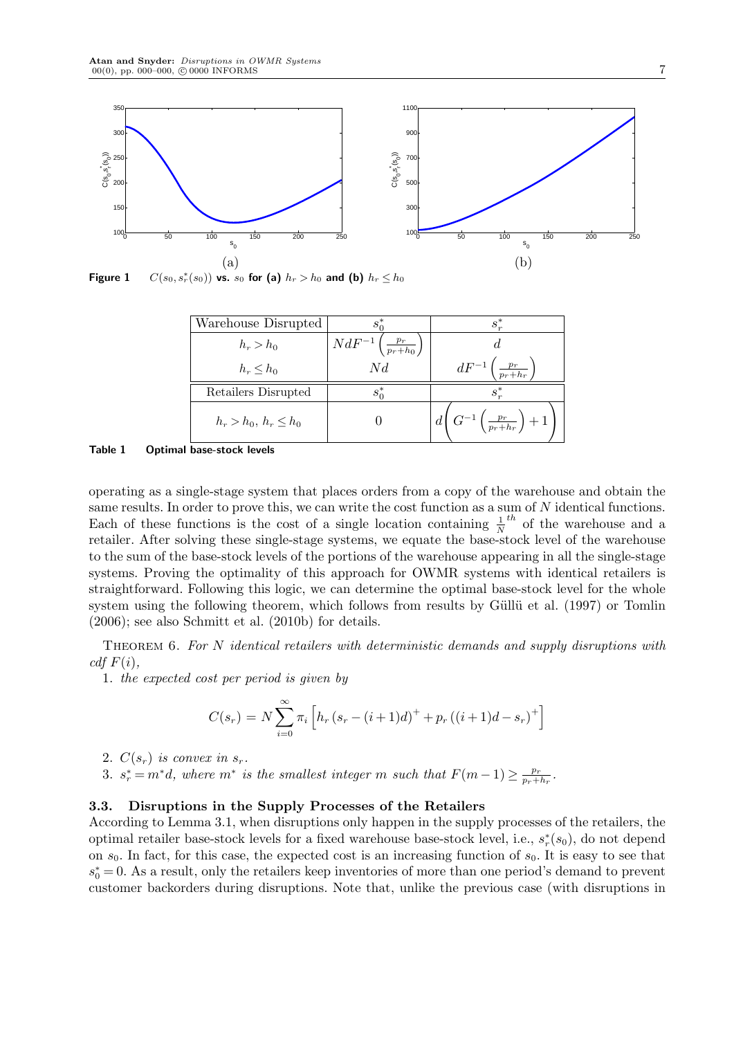Figure 1  $C(s_0, s_r^*(s_0))$ **vs.** $s_0$ **for (a)** $h_r > h_0$ **and (b)** $h_r \leq h_0$

| Warehouse Disrupted | $s_0^*$ | $s_r^*$ |
|---|---|---|
| $h_r > h_0$ | $NdF^{-1}\left(\frac{p_r}{p_r+h_0}\right)$ | $d$ |
| $h_r \leq h_0$ | $Nd$ | $dF^{-1}\left(\frac{p_r}{p_r+h_r}\right)$ |
| Retailers Disrupted | $s_0^*$ | $s_r^*$ |
| $h_r > h_0$, $h_r \leq h_0$ | $0$ | $d\left(G^{-1}\left(\frac{p_r}{p_r+h_r}\right)+1\right)$ |

**Table 1  Optimal base-stock levels**

operating as a single-stage system that places orders from a copy of the warehouse and obtain the same results. In order to prove this, we can write the cost function as a sum of $N$ identical functions. Each of these functions is the cost of a single location containing $\frac{1}{N}^{th}$ of the warehouse and a retailer. After solving these single-stage systems, we equate the base-stock level of the warehouse to the sum of the base-stock levels of the portions of the warehouse appearing in all the single-stage systems. Proving the optimality of this approach for OWMR systems with identical retailers is straightforward. Following this logic, we can determine the optimal base-stock level for the whole system using the following theorem, which follows from results by Güllü et al. (1997) or Tomlin (2006); see also Schmitt et al. (2010b) for details.

Theorem 6. *For $N$ identical retailers with deterministic demands and supply disruptions with cdf $F(i)$,*

1. *the expected cost per period is given by*

$$C(s_r) = N\sum_{i=0}^{\infty}\pi_i\left[h_r\,(s_r-(i+1)d)^+ + p_r\,((i+1)d-s_r)^+\right]$$

2. *$C(s_r)$ is convex in $s_r$.*
3. *$s_r^* = m^*d$, where $m^*$ is the smallest integer $m$ such that $F(m-1) \geq \frac{p_r}{p_r+h_r}$.*

### 3.3. Disruptions in the Supply Processes of the Retailers

According to Lemma 3.1, when disruptions only happen in the supply processes of the retailers, the optimal retailer base-stock levels for a fixed warehouse base-stock level, i.e., $s_r^*(s_0)$, do not depend on $s_0$. In fact, for this case, the expected cost is an increasing function of $s_0$. It is easy to see that $s_0^* = 0$. As a result, only the retailers keep inventories of more than one period's demand to prevent customer backorders during disruptions. Note that, unlike the previous case (with disruptions in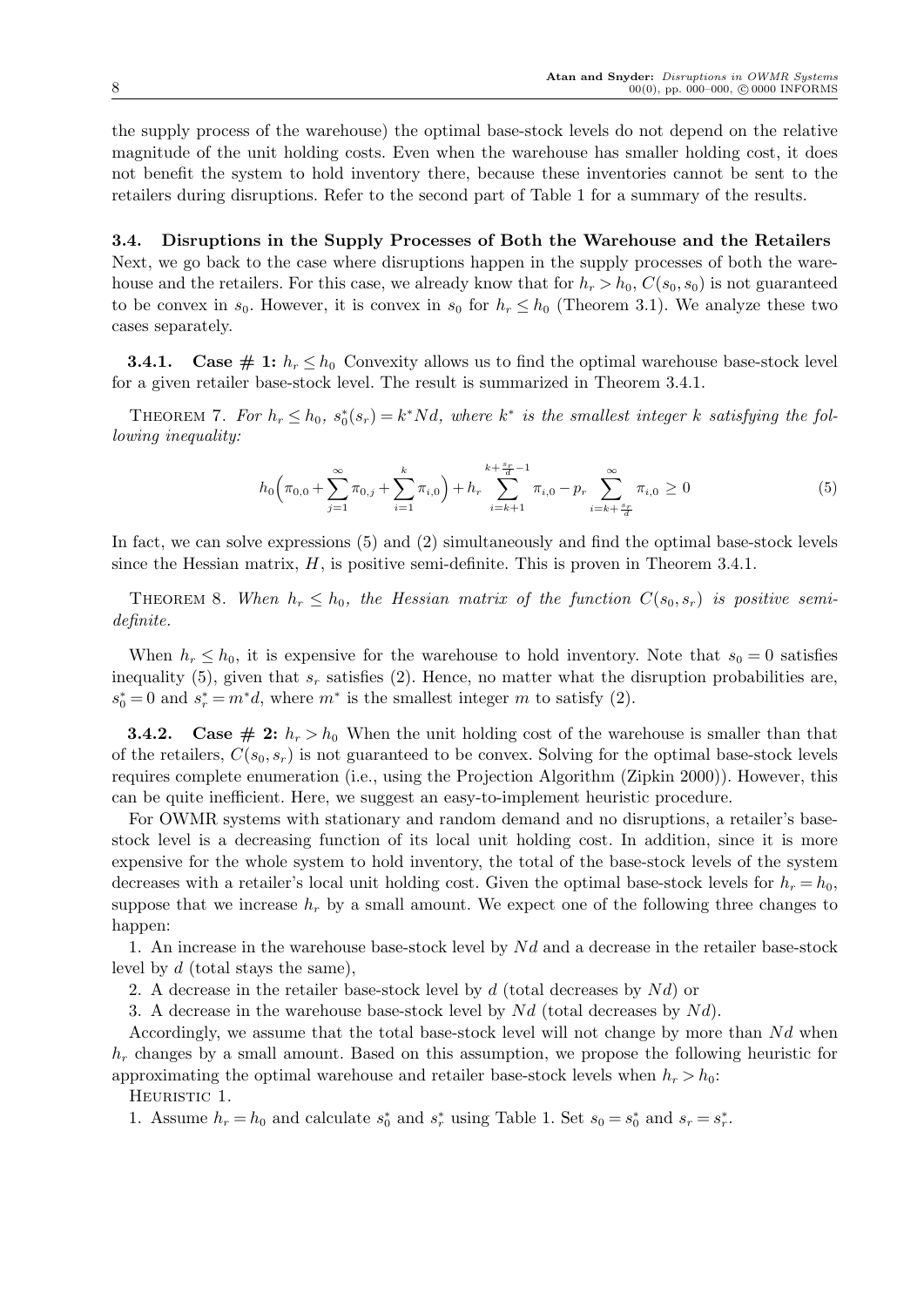the supply process of the warehouse) the optimal base-stock levels do not depend on the relative magnitude of the unit holding costs. Even when the warehouse has smaller holding cost, it does not benefit the system to hold inventory there, because these inventories cannot be sent to the retailers during disruptions. Refer to the second part of Table 1 for a summary of the results.

### 3.4. Disruptions in the Supply Processes of Both the Warehouse and the Retailers

Next, we go back to the case where disruptions happen in the supply processes of both the warehouse and the retailers. For this case, we already know that for $h_r > h_0$, $C(s_0, s_0)$ is not guaranteed to be convex in $s_0$. However, it is convex in $s_0$ for $h_r \le h_0$ (Theorem 3.1). We analyze these two cases separately.

**3.4.1. Case # 1: $h_r \le h_0$** Convexity allows us to find the optimal warehouse base-stock level for a given retailer base-stock level. The result is summarized in Theorem 3.4.1.

Theorem 7. *For $h_r \le h_0$, $s_0^*(s_r) = k^* N d$, where $k^*$ is the smallest integer $k$ satisfying the following inequality:*

$$h_0\Big(\pi_{0,0} + \sum_{j=1}^{\infty} \pi_{0,j} + \sum_{i=1}^{k} \pi_{i,0}\Big) + h_r \sum_{i=k+1}^{k+\frac{s_r}{d}-1} \pi_{i,0} - p_r \sum_{i=k+\frac{s_r}{d}}^{\infty} \pi_{i,0} \ge 0 \tag{5}$$

In fact, we can solve expressions (5) and (2) simultaneously and find the optimal base-stock levels since the Hessian matrix, $H$, is positive semi-definite. This is proven in Theorem 3.4.1.

Theorem 8. *When $h_r \le h_0$, the Hessian matrix of the function $C(s_0, s_r)$ is positive semi-definite.*

When $h_r \le h_0$, it is expensive for the warehouse to hold inventory. Note that $s_0 = 0$ satisfies inequality (5), given that $s_r$ satisfies (2). Hence, no matter what the disruption probabilities are, $s_0^* = 0$ and $s_r^* = m^* d$, where $m^*$ is the smallest integer $m$ to satisfy (2).

**3.4.2. Case # 2: $h_r > h_0$** When the unit holding cost of the warehouse is smaller than that of the retailers, $C(s_0, s_r)$ is not guaranteed to be convex. Solving for the optimal base-stock levels requires complete enumeration (i.e., using the Projection Algorithm (Zipkin 2000)). However, this can be quite inefficient. Here, we suggest an easy-to-implement heuristic procedure.

For OWMR systems with stationary and random demand and no disruptions, a retailer's base-stock level is a decreasing function of its local unit holding cost. In addition, since it is more expensive for the whole system to hold inventory, the total of the base-stock levels of the system decreases with a retailer's local unit holding cost. Given the optimal base-stock levels for $h_r = h_0$, suppose that we increase $h_r$ by a small amount. We expect one of the following three changes to happen:

1. An increase in the warehouse base-stock level by $Nd$ and a decrease in the retailer base-stock level by $d$ (total stays the same),
2. A decrease in the retailer base-stock level by $d$ (total decreases by $Nd$) or
3. A decrease in the warehouse base-stock level by $Nd$ (total decreases by $Nd$).

Accordingly, we assume that the total base-stock level will not change by more than $Nd$ when $h_r$ changes by a small amount. Based on this assumption, we propose the following heuristic for approximating the optimal warehouse and retailer base-stock levels when $h_r > h_0$:

Heuristic 1.

1. Assume $h_r = h_0$ and calculate $s_0^*$ and $s_r^*$ using Table 1. Set $s_0 = s_0^*$ and $s_r = s_r^*$.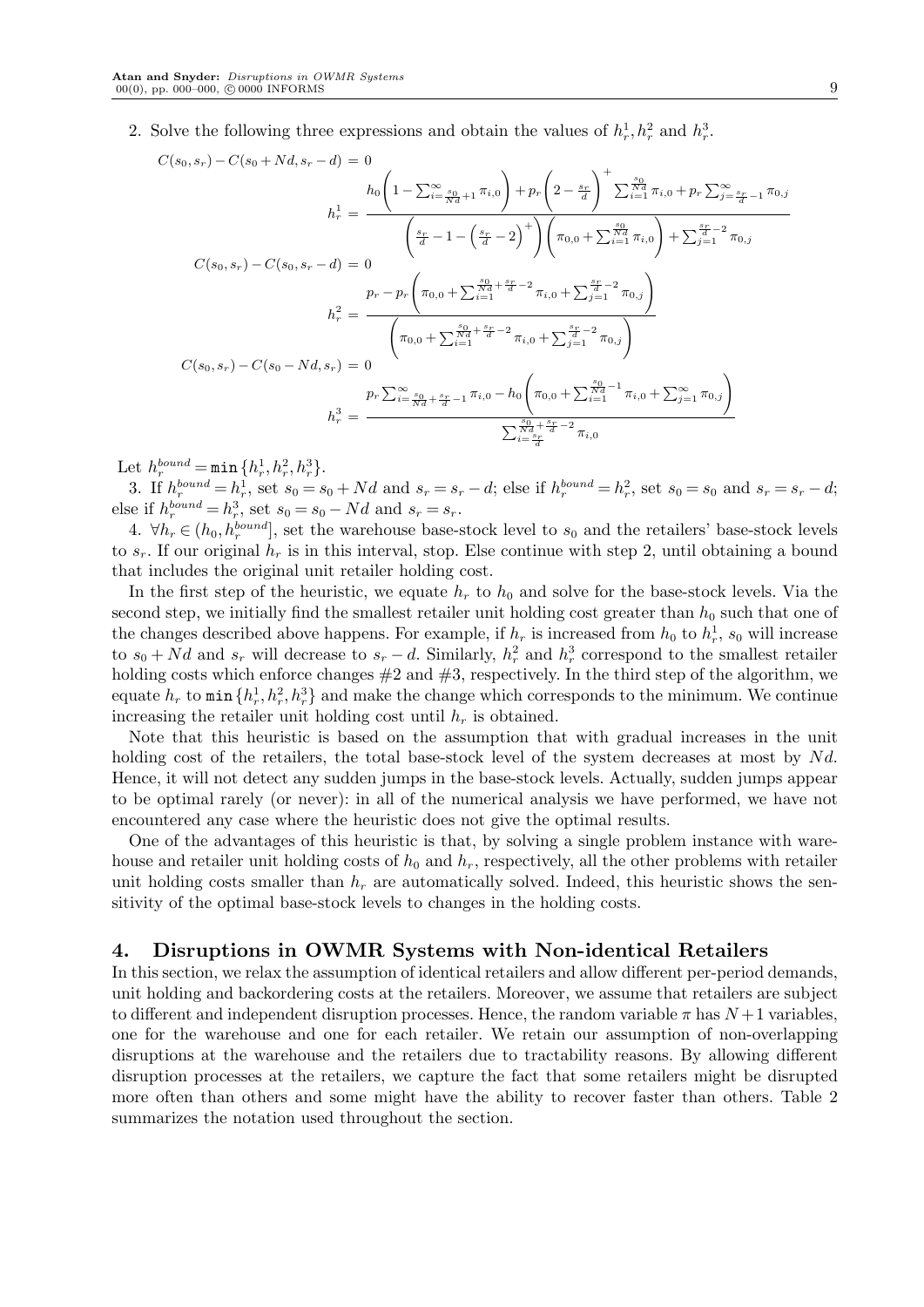2. Solve the following three expressions and obtain the values of $h_r^1, h_r^2$ and $h_r^3$.

$$C(s_0,s_r) - C(s_0+Nd, s_r-d) = 0$$

$$h_r^1 = \frac{h_0\left(1-\sum_{i=\frac{s_0}{Nd}+1}^{\infty}\pi_{i,0}\right) + p_r\left(2-\frac{s_r}{d}\right)^+ \sum_{i=1}^{\frac{s_0}{Nd}}\pi_{i,0} + p_r\sum_{j=\frac{s_r}{d}-1}^{\infty}\pi_{0,j}}{\left(\frac{s_r}{d}-1-\left(\frac{s_r}{d}-2\right)^+\right)\left(\pi_{0,0}+\sum_{i=1}^{\frac{s_0}{Nd}}\pi_{i,0}\right)+\sum_{j=1}^{\frac{s_r}{d}-2}\pi_{0,j}}$$

$$C(s_0,s_r) - C(s_0, s_r-d) = 0$$

$$h_r^2 = \frac{p_r - p_r\left(\pi_{0,0}+\sum_{i=1}^{\frac{s_0}{Nd}+\frac{s_r}{d}-2}\pi_{i,0}+\sum_{j=1}^{\frac{s_r}{d}-2}\pi_{0,j}\right)}{\left(\pi_{0,0}+\sum_{i=1}^{\frac{s_0}{Nd}+\frac{s_r}{d}-2}\pi_{i,0}+\sum_{j=1}^{\frac{s_r}{d}-2}\pi_{0,j}\right)}$$

$$C(s_0,s_r) - C(s_0-Nd, s_r) = 0$$

$$h_r^3 = \frac{p_r\sum_{i=\frac{s_0}{Nd}+\frac{s_r}{d}-1}^{\infty}\pi_{i,0} - h_0\left(\pi_{0,0}+\sum_{i=1}^{\frac{s_0}{Nd}-1}\pi_{i,0}+\sum_{j=1}^{\infty}\pi_{0,j}\right)}{\sum_{i=\frac{s_r}{d}}^{\frac{s_0}{Nd}+\frac{s_r}{d}-2}\pi_{i,0}}$$

Let $h_r^{bound} = \min\{h_r^1, h_r^2, h_r^3\}$.

3. If $h_r^{bound} = h_r^1$, set $s_0 = s_0 + Nd$ and $s_r = s_r - d$; else if $h_r^{bound} = h_r^2$, set $s_0 = s_0$ and $s_r = s_r - d$; else if $h_r^{bound} = h_r^3$, set $s_0 = s_0 - Nd$ and $s_r = s_r$.

4. $\forall h_r \in (h_0, h_r^{bound}]$, set the warehouse base-stock level to $s_0$ and the retailers' base-stock levels to $s_r$. If our original $h_r$ is in this interval, stop. Else continue with step 2, until obtaining a bound that includes the original unit retailer holding cost.

In the first step of the heuristic, we equate $h_r$ to $h_0$ and solve for the base-stock levels. Via the second step, we initially find the smallest retailer unit holding cost greater than $h_0$ such that one of the changes described above happens. For example, if $h_r$ is increased from $h_0$ to $h_r^1$, $s_0$ will increase to $s_0 + Nd$ and $s_r$ will decrease to $s_r - d$. Similarly, $h_r^2$ and $h_r^3$ correspond to the smallest retailer holding costs which enforce changes #2 and #3, respectively. In the third step of the algorithm, we equate $h_r$ to $\min\{h_r^1, h_r^2, h_r^3\}$ and make the change which corresponds to the minimum. We continue increasing the retailer unit holding cost until $h_r$ is obtained.

Note that this heuristic is based on the assumption that with gradual increases in the unit holding cost of the retailers, the total base-stock level of the system decreases at most by $Nd$. Hence, it will not detect any sudden jumps in the base-stock levels. Actually, sudden jumps appear to be optimal rarely (or never): in all of the numerical analysis we have performed, we have not encountered any case where the heuristic does not give the optimal results.

One of the advantages of this heuristic is that, by solving a single problem instance with warehouse and retailer unit holding costs of $h_0$ and $h_r$, respectively, all the other problems with retailer unit holding costs smaller than $h_r$ are automatically solved. Indeed, this heuristic shows the sensitivity of the optimal base-stock levels to changes in the holding costs.

## 4. Disruptions in OWMR Systems with Non-identical Retailers

In this section, we relax the assumption of identical retailers and allow different per-period demands, unit holding and backordering costs at the retailers. Moreover, we assume that retailers are subject to different and independent disruption processes. Hence, the random variable $\pi$ has $N+1$ variables, one for the warehouse and one for each retailer. We retain our assumption of non-overlapping disruptions at the warehouse and the retailers due to tractability reasons. By allowing different disruption processes at the retailers, we capture the fact that some retailers might be disrupted more often than others and some might have the ability to recover faster than others. Table 2 summarizes the notation used throughout the section.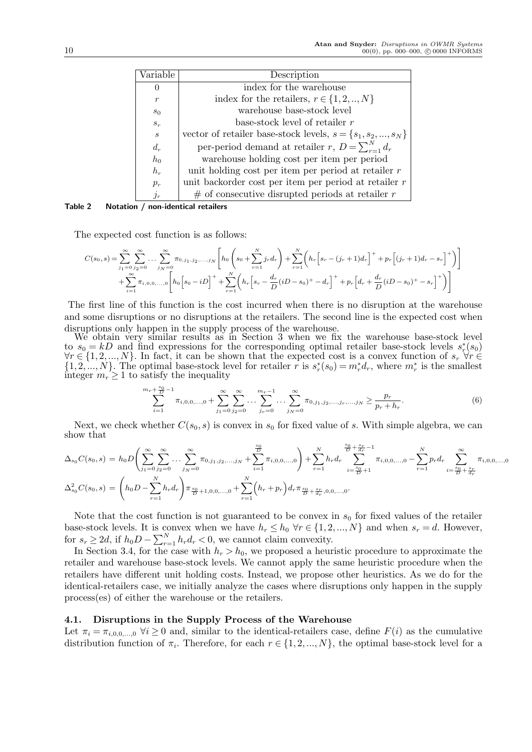| Variable | Description |
|---|---|
| $0$ | index for the warehouse |
| $r$ | index for the retailers, $r \in \{1, 2, .., N\}$ |
| $s_0$ | warehouse base-stock level |
| $s_r$ | base-stock level of retailer $r$ |
| $s$ | vector of retailer base-stock levels, $s = \{s_1, s_2, ..., s_N\}$ |
| $d_r$ | per-period demand at retailer $r$, $D = \sum_{r=1}^{N} d_r$ |
| $h_0$ | warehouse holding cost per item per period |
| $h_r$ | unit holding cost per item per period at retailer $r$ |
| $p_r$ | unit backorder cost per item per period at retailer $r$ |
| $j_r$ | # of consecutive disrupted periods at retailer $r$ |

**Table 2 Notation / non-identical retailers**

The expected cost function is as follows:

$$
\begin{aligned}
C(s_0, s) = & \sum_{j_1=0}^{\infty} \sum_{j_2=0}^{\infty} \dots \sum_{j_N=0}^{\infty} \pi_{0,j_1,j_2,\dots,j_N} \left[ h_0 \left( s_0 + \sum_{r=1}^{N} j_r d_r \right) + \sum_{r=1}^{N} \left( h_r \left[ s_r - (j_r+1) d_r \right]^+ + p_r \left[ (j_r+1) d_r - s_r \right]^+ \right) \right] \\
& + \sum_{i=1}^{\infty} \pi_{i,0,0,\dots,0} \left[ h_0 \left[ s_0 - iD \right]^+ + \sum_{r=1}^{N} \left( h_r \left[ s_r - \frac{d_r}{D}(iD - s_0)^+ - d_r \right]^+ + p_r \left[ d_r + \frac{d_r}{D}(iD - s_0)^+ - s_r \right]^+ \right) \right]
\end{aligned}
$$

The first line of this function is the cost incurred when there is no disruption at the warehouse and some disruptions or no disruptions at the retailers. The second line is the expected cost when disruptions only happen in the supply process of the warehouse.

We obtain very similar results as in Section 3 when we fix the warehouse base-stock level to $s_0 = kD$ and find expressions for the corresponding optimal retailer base-stock levels $s_r^*(s_0)$ $\forall r \in \{1, 2, ..., N\}$. In fact, it can be shown that the expected cost is a convex function of $s_r$ $\forall r \in \{1, 2, ..., N\}$. The optimal base-stock level for retailer $r$ is $s_r^*(s_0) = m_r^* d_r$, where $m_r^*$ is the smallest integer $m_r \geq 1$ to satisfy the inequality

$$
\sum_{i=1}^{m_r + \frac{s_0}{D} - 1} \pi_{i,0,0,\dots,0} + \sum_{j_1=0}^{\infty} \sum_{j_2=0}^{\infty} \dots \sum_{j_r=0}^{m_r - 1} \dots \sum_{j_N=0}^{\infty} \pi_{0,j_1,j_2,\dots,j_r,\dots,j_N} \geq \frac{p_r}{p_r + h_r}. \tag{6}
$$

Next, we check whether $C(s_0, s)$ is convex in $s_0$ for fixed value of $s$. With simple algebra, we can show that

$$
\begin{aligned}
\Delta_{s_0} C(s_0, s) &= h_0 D \left( \sum_{j_1=0}^{\infty} \sum_{j_2=0}^{\infty} \dots \sum_{j_N=0}^{\infty} \pi_{0,j_1,j_2,\dots,j_N} + \sum_{i=1}^{\frac{s_0}{D}} \pi_{i,0,0,\dots,0} \right) + \sum_{r=1}^{N} h_r d_r \sum_{i=\frac{s_0}{D}+1}^{\frac{s_0}{D} + \frac{s_r}{d_r} - 1} \pi_{i,0,0,\dots,0} - \sum_{r=1}^{N} p_r d_r \sum_{i=\frac{s_0}{D} + \frac{s_r}{d_r}}^{\infty} \pi_{i,0,0,\dots,0} \\
\Delta_{s_0}^2 C(s_0, s) &= \left( h_0 D - \sum_{r=1}^{N} h_r d_r \right) \pi_{\frac{s_0}{D}+1,0,0,\dots,0} + \sum_{r=1}^{N} \left( h_r + p_r \right) d_r \pi_{\frac{s_0}{D} + \frac{s_r}{d_r},0,0,\dots,0}.
\end{aligned}
$$

Note that the cost function is not guaranteed to be convex in $s_0$ for fixed values of the retailer base-stock levels. It is convex when we have $h_r \leq h_0$ $\forall r \in \{1, 2, ..., N\}$ and when $s_r = d$. However, for $s_r \geq 2d$, if $h_0 D - \sum_{r=1}^{N} h_r d_r < 0$, we cannot claim convexity.

In Section 3.4, for the case with $h_r > h_0$, we proposed a heuristic procedure to approximate the retailer and warehouse base-stock levels. We cannot apply the same heuristic procedure when the retailers have different unit holding costs. Instead, we propose other heuristics. As we do for the identical-retailers case, we initially analyze the cases where disruptions only happen in the supply process(es) of either the warehouse or the retailers.

### 4.1. Disruptions in the Supply Process of the Warehouse

Let $\pi_i = \pi_{i,0,0,\dots,0}$ $\forall i \geq 0$ and, similar to the identical-retailers case, define $F(i)$ as the cumulative distribution function of $\pi_i$. Therefore, for each $r \in \{1, 2, ..., N\}$, the optimal base-stock level for a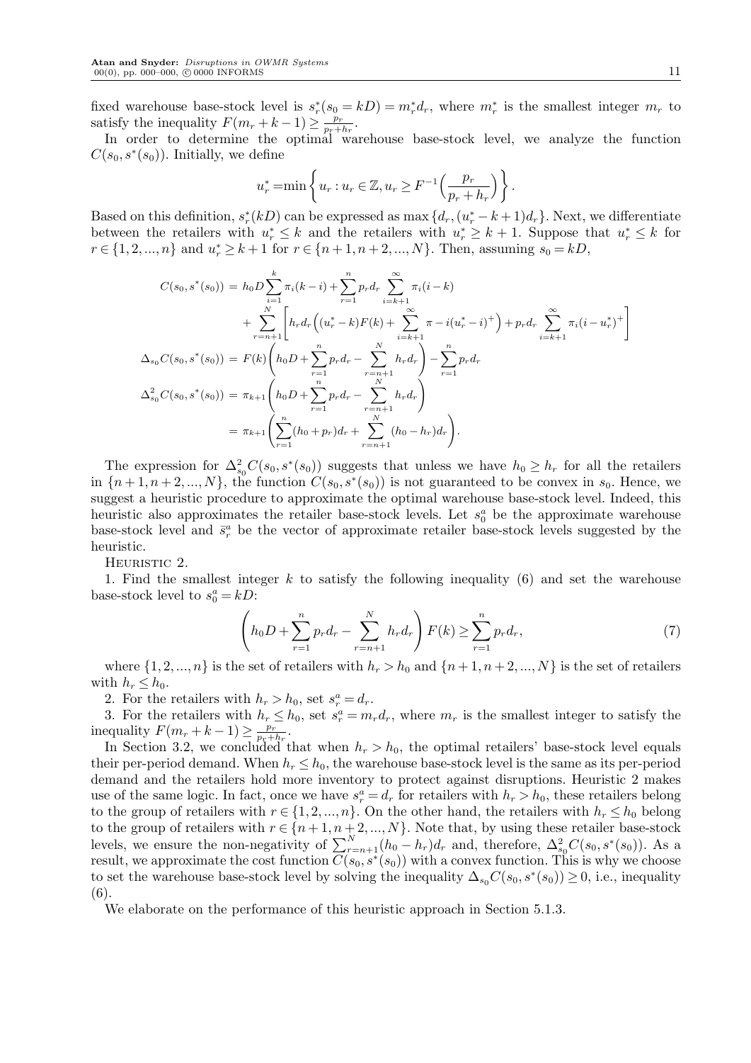fixed warehouse base-stock level is $s_r^*(s_0 = kD) = m_r^* d_r$, where $m_r^*$ is the smallest integer $m_r$ to satisfy the inequality $F(m_r + k - 1) \geq \frac{p_r}{p_r + h_r}$.

In order to determine the optimal warehouse base-stock level, we analyze the function $C(s_0, s^*(s_0))$. Initially, we define

$$u_r^* = \min\left\{u_r : u_r \in \mathbb{Z}, u_r \geq F^{-1}\Big(\frac{p_r}{p_r + h_r}\Big)\right\}.$$

Based on this definition, $s_r^*(kD)$ can be expressed as $\max\{d_r, (u_r^* - k + 1)d_r\}$. Next, we differentiate between the retailers with $u_r^* \leq k$ and the retailers with $u_r^* \geq k+1$. Suppose that $u_r^* \leq k$ for $r \in \{1, 2, ..., n\}$ and $u_r^* \geq k+1$ for $r \in \{n+1, n+2, ..., N\}$. Then, assuming $s_0 = kD$,

$$
\begin{aligned}
C(s_0, s^*(s_0)) &= h_0 D \sum_{i=1}^{k} \pi_i (k-i) + \sum_{r=1}^{n} p_r d_r \sum_{i=k+1}^{\infty} \pi_i (i-k) \\
&\quad + \sum_{r=n+1}^{N} \left[ h_r d_r \Big( (u_r^* - k) F(k) + \sum_{i=k+1}^{\infty} \pi - i (u_r^* - i)^+ \Big) + p_r d_r \sum_{i=k+1}^{\infty} \pi_i (i - u_r^*)^+ \right] \\
\Delta_{s_0} C(s_0, s^*(s_0)) &= F(k) \left( h_0 D + \sum_{r=1}^{n} p_r d_r - \sum_{r=n+1}^{N} h_r d_r \right) - \sum_{r=1}^{n} p_r d_r \\
\Delta_{s_0}^2 C(s_0, s^*(s_0)) &= \pi_{k+1} \left( h_0 D + \sum_{r=1}^{n} p_r d_r - \sum_{r=n+1}^{N} h_r d_r \right) \\
&= \pi_{k+1} \left( \sum_{r=1}^{n} (h_0 + p_r) d_r + \sum_{r=n+1}^{N} (h_0 - h_r) d_r \right).
\end{aligned}
$$

The expression for $\Delta_{s_0}^2 C(s_0, s^*(s_0))$ suggests that unless we have $h_0 \geq h_r$ for all the retailers in $\{n+1, n+2, ..., N\}$, the function $C(s_0, s^*(s_0))$ is not guaranteed to be convex in $s_0$. Hence, we suggest a heuristic procedure to approximate the optimal warehouse base-stock level. Indeed, this heuristic also approximates the retailer base-stock levels. Let $s_0^a$ be the approximate warehouse base-stock level and $\bar{s}_r^a$ be the vector of approximate retailer base-stock levels suggested by the heuristic.

Heuristic 2.

1. Find the smallest integer $k$ to satisfy the following inequality (6) and set the warehouse base-stock level to $s_0^a = kD$:

$$\left( h_0 D + \sum_{r=1}^{n} p_r d_r - \sum_{r=n+1}^{N} h_r d_r \right) F(k) \geq \sum_{r=1}^{n} p_r d_r, \tag{7}$$

where $\{1, 2, ..., n\}$ is the set of retailers with $h_r > h_0$ and $\{n+1, n+2, ..., N\}$ is the set of retailers with $h_r \leq h_0$.

2. For the retailers with $h_r > h_0$, set $s_r^a = d_r$.

3. For the retailers with $h_r \leq h_0$, set $s_r^a = m_r d_r$, where $m_r$ is the smallest integer to satisfy the inequality $F(m_r + k - 1) \geq \frac{p_r}{p_r + h_r}$.

In Section 3.2, we concluded that when $h_r > h_0$, the optimal retailers' base-stock level equals their per-period demand. When $h_r \leq h_0$, the warehouse base-stock level is the same as its per-period demand and the retailers hold more inventory to protect against disruptions. Heuristic 2 makes use of the same logic. In fact, once we have $s_r^a = d_r$ for retailers with $h_r > h_0$, these retailers belong to the group of retailers with $r \in \{1, 2, ..., n\}$. On the other hand, the retailers with $h_r \leq h_0$ belong to the group of retailers with $r \in \{n+1, n+2, ..., N\}$. Note that, by using these retailer base-stock levels, we ensure the non-negativity of $\sum_{r=n+1}^{N} (h_0 - h_r) d_r$ and, therefore, $\Delta_{s_0}^2 C(s_0, s^*(s_0))$. As a result, we approximate the cost function $C(s_0, s^*(s_0))$ with a convex function. This is why we choose to set the warehouse base-stock level by solving the inequality $\Delta_{s_0} C(s_0, s^*(s_0)) \geq 0$, i.e., inequality (6).

We elaborate on the performance of this heuristic approach in Section 5.1.3.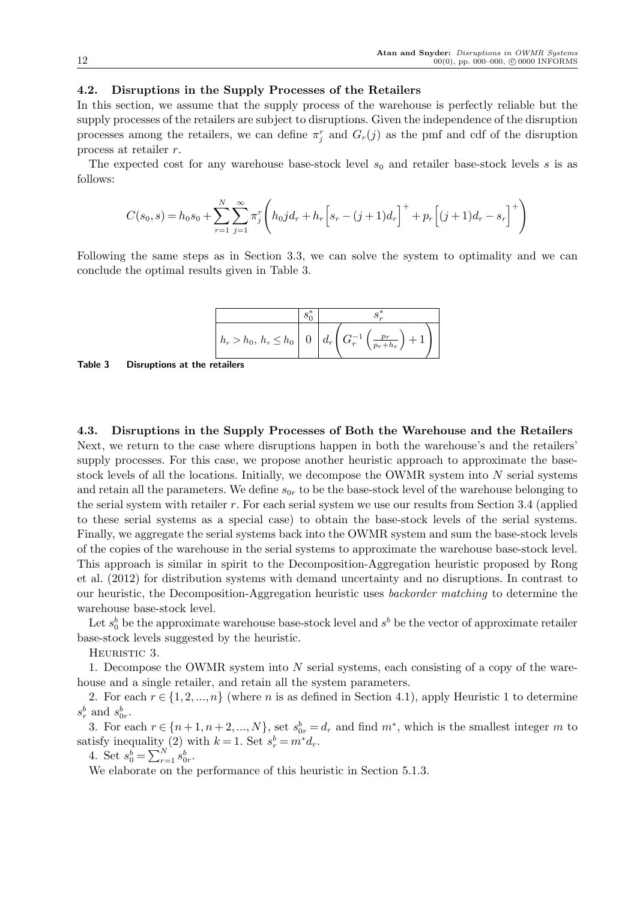### 4.2. Disruptions in the Supply Processes of the Retailers

In this section, we assume that the supply process of the warehouse is perfectly reliable but the supply processes of the retailers are subject to disruptions. Given the independence of the disruption processes among the retailers, we can define $\pi_j^r$ and $G_r(j)$ as the pmf and cdf of the disruption process at retailer $r$.

The expected cost for any warehouse base-stock level $s_0$ and retailer base-stock levels $s$ is as follows:

$$C(s_0, s) = h_0 s_0 + \sum_{r=1}^{N} \sum_{j=1}^{\infty} \pi_j^r \left( h_0 j d_r + h_r \Big[ s_r - (j+1)d_r \Big]^+ + p_r \Big[ (j+1)d_r - s_r \Big]^+ \right)$$

Following the same steps as in Section 3.3, we can solve the system to optimality and we can conclude the optimal results given in Table 3.

| | $s_0^*$ | $s_r^*$ |
|---|---|---|
| $h_r > h_0,\ h_r \leq h_0$ | 0 | $d_r \left( G_r^{-1} \left( \frac{p_r}{p_r + h_r} \right) + 1 \right)$ |

**Table 3** Disruptions at the retailers

### 4.3. Disruptions in the Supply Processes of Both the Warehouse and the Retailers

Next, we return to the case where disruptions happen in both the warehouse's and the retailers' supply processes. For this case, we propose another heuristic approach to approximate the base-stock levels of all the locations. Initially, we decompose the OWMR system into $N$ serial systems and retain all the parameters. We define $s_{0r}$ to be the base-stock level of the warehouse belonging to the serial system with retailer $r$. For each serial system we use our results from Section 3.4 (applied to these serial systems as a special case) to obtain the base-stock levels of the serial systems. Finally, we aggregate the serial systems back into the OWMR system and sum the base-stock levels of the copies of the warehouse in the serial systems to approximate the warehouse base-stock level. This approach is similar in spirit to the Decomposition-Aggregation heuristic proposed by Rong et al. (2012) for distribution systems with demand uncertainty and no disruptions. In contrast to our heuristic, the Decomposition-Aggregation heuristic uses *backorder matching* to determine the warehouse base-stock level.

Let $s_0^b$ be the approximate warehouse base-stock level and $s^b$ be the vector of approximate retailer base-stock levels suggested by the heuristic.

Heuristic 3.

1. Decompose the OWMR system into $N$ serial systems, each consisting of a copy of the warehouse and a single retailer, and retain all the system parameters.

2. For each $r \in \{1, 2, ..., n\}$ (where $n$ is as defined in Section 4.1), apply Heuristic 1 to determine $s_r^b$ and $s_{0r}^b$.

3. For each $r \in \{n+1, n+2, ..., N\}$, set $s_{0r}^b = d_r$ and find $m^*$, which is the smallest integer $m$ to satisfy inequality (2) with $k = 1$. Set $s_r^b = m^* d_r$.

4. Set $s_0^b = \sum_{r=1}^{N} s_{0r}^b$.

We elaborate on the performance of this heuristic in Section 5.1.3.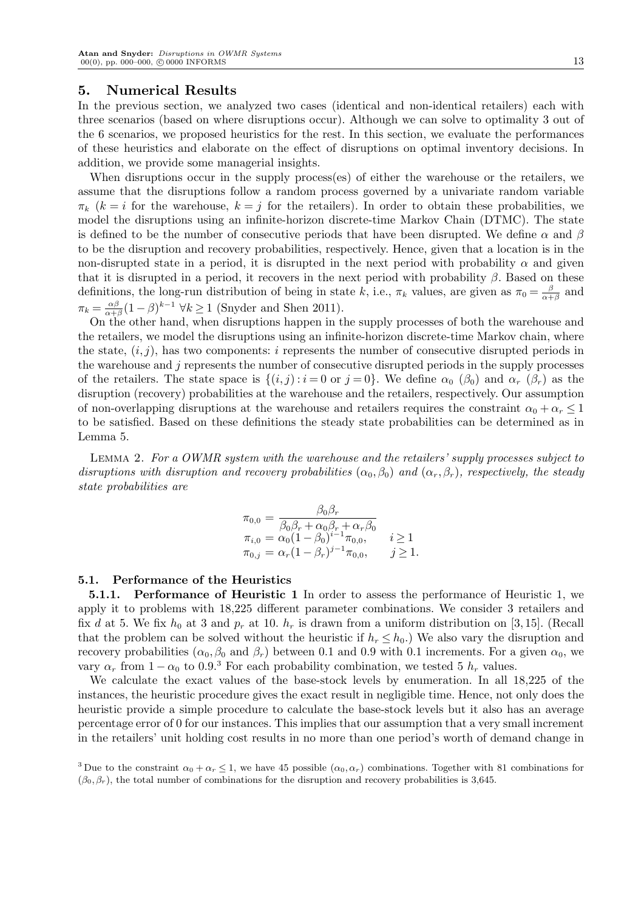## 5. Numerical Results

In the previous section, we analyzed two cases (identical and non-identical retailers) each with three scenarios (based on where disruptions occur). Although we can solve to optimality 3 out of the 6 scenarios, we proposed heuristics for the rest. In this section, we evaluate the performances of these heuristics and elaborate on the effect of disruptions on optimal inventory decisions. In addition, we provide some managerial insights.

When disruptions occur in the supply process(es) of either the warehouse or the retailers, we assume that the disruptions follow a random process governed by a univariate random variable $\pi_k$ ($k = i$ for the warehouse, $k = j$ for the retailers). In order to obtain these probabilities, we model the disruptions using an infinite-horizon discrete-time Markov Chain (DTMC). The state is defined to be the number of consecutive periods that have been disrupted. We define $\alpha$ and $\beta$ to be the disruption and recovery probabilities, respectively. Hence, given that a location is in the non-disrupted state in a period, it is disrupted in the next period with probability $\alpha$ and given that it is disrupted in a period, it recovers in the next period with probability $\beta$. Based on these definitions, the long-run distribution of being in state $k$, i.e., $\pi_k$ values, are given as $\pi_0 = \frac{\beta}{\alpha+\beta}$ and $\pi_k = \frac{\alpha\beta}{\alpha+\beta}(1-\beta)^{k-1}$ $\forall k \geq 1$ (Snyder and Shen 2011).

On the other hand, when disruptions happen in the supply processes of both the warehouse and the retailers, we model the disruptions using an infinite-horizon discrete-time Markov chain, where the state, $(i, j)$, has two components: $i$ represents the number of consecutive disrupted periods in the warehouse and $j$ represents the number of consecutive disrupted periods in the supply processes of the retailers. The state space is $\{(i, j) : i = 0 \text{ or } j = 0\}$. We define $\alpha_0$ ($\beta_0$) and $\alpha_r$ ($\beta_r$) as the disruption (recovery) probabilities at the warehouse and the retailers, respectively. Our assumption of non-overlapping disruptions at the warehouse and retailers requires the constraint $\alpha_0 + \alpha_r \leq 1$ to be satisfied. Based on these definitions the steady state probabilities can be determined as in Lemma 5.

Lemma 2. *For a OWMR system with the warehouse and the retailers' supply processes subject to disruptions with disruption and recovery probabilities $(\alpha_0, \beta_0)$ and $(\alpha_r, \beta_r)$, respectively, the steady state probabilities are*

$$
\begin{aligned}
\pi_{0,0} &= \frac{\beta_0\beta_r}{\beta_0\beta_r + \alpha_0\beta_r + \alpha_r\beta_0} \\
\pi_{i,0} &= \alpha_0(1-\beta_0)^{i-1}\pi_{0,0}, \qquad i \geq 1 \\
\pi_{0,j} &= \alpha_r(1-\beta_r)^{j-1}\pi_{0,0}, \qquad j \geq 1.
\end{aligned}
$$

### 5.1. Performance of the Heuristics

**5.1.1. Performance of Heuristic 1** In order to assess the performance of Heuristic 1, we apply it to problems with 18,225 different parameter combinations. We consider 3 retailers and fix $d$ at 5. We fix $h_0$ at 3 and $p_r$ at 10. $h_r$ is drawn from a uniform distribution on $[3, 15]$. (Recall that the problem can be solved without the heuristic if $h_r \leq h_0$.) We also vary the disruption and recovery probabilities ($\alpha_0, \beta_0$ and $\beta_r$) between 0.1 and 0.9 with 0.1 increments. For a given $\alpha_0$, we vary $\alpha_r$ from $1 - \alpha_0$ to 0.9.[3] For each probability combination, we tested 5 $h_r$ values.

We calculate the exact values of the base-stock levels by enumeration. In all 18,225 of the instances, the heuristic procedure gives the exact result in negligible time. Hence, not only does the heuristic provide a simple procedure to calculate the base-stock levels but it also has an average percentage error of 0 for our instances. This implies that our assumption that a very small increment in the retailers' unit holding cost results in no more than one period's worth of demand change in

[3] Due to the constraint $\alpha_0 + \alpha_r \leq 1$, we have 45 possible $(\alpha_0, \alpha_r)$ combinations. Together with 81 combinations for $(\beta_0, \beta_r)$, the total number of combinations for the disruption and recovery probabilities is 3,645.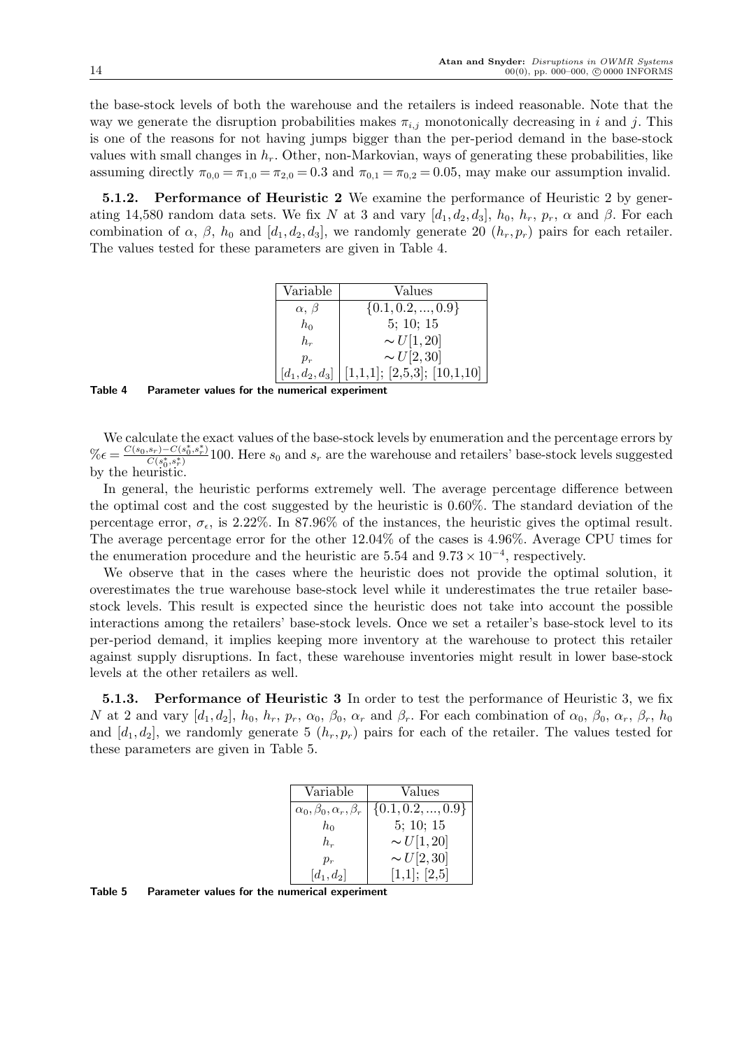the base-stock levels of both the warehouse and the retailers is indeed reasonable. Note that the way we generate the disruption probabilities makes $\pi_{i,j}$ monotonically decreasing in $i$ and $j$. This is one of the reasons for not having jumps bigger than the per-period demand in the base-stock values with small changes in $h_r$. Other, non-Markovian, ways of generating these probabilities, like assuming directly $\pi_{0,0} = \pi_{1,0} = \pi_{2,0} = 0.3$ and $\pi_{0,1} = \pi_{0,2} = 0.05$, may make our assumption invalid.

### 5.1.2. Performance of Heuristic 2

We examine the performance of Heuristic 2 by generating 14,580 random data sets. We fix $N$ at 3 and vary $[d_1, d_2, d_3]$, $h_0$, $h_r$, $p_r$, $\alpha$ and $\beta$. For each combination of $\alpha$, $\beta$, $h_0$ and $[d_1, d_2, d_3]$, we randomly generate 20 $(h_r, p_r)$ pairs for each retailer. The values tested for these parameters are given in Table 4.

| Variable | Values |
|---|---|
| $\alpha$, $\beta$ | $\{0.1, 0.2, ..., 0.9\}$ |
| $h_0$ | 5; 10; 15 |
| $h_r$ | $\sim U[1, 20]$ |
| $p_r$ | $\sim U[2, 30]$ |
| $[d_1, d_2, d_3]$ | [1,1,1]; [2,5,3]; [10,1,10] |

**Table 4** Parameter values for the numerical experiment

We calculate the exact values of the base-stock levels by enumeration and the percentage errors by $\%\epsilon = \frac{C(s_0, s_r) - C(s_0^*, s_r^*)}{C(s_0^*, s_r^*)} 100$. Here $s_0$ and $s_r$ are the warehouse and retailers' base-stock levels suggested by the heuristic.

In general, the heuristic performs extremely well. The average percentage difference between the optimal cost and the cost suggested by the heuristic is 0.60%. The standard deviation of the percentage error, $\sigma_\epsilon$, is 2.22%. In 87.96% of the instances, the heuristic gives the optimal result. The average percentage error for the other 12.04% of the cases is 4.96%. Average CPU times for the enumeration procedure and the heuristic are 5.54 and $9.73 \times 10^{-4}$, respectively.

We observe that in the cases where the heuristic does not provide the optimal solution, it overestimates the true warehouse base-stock level while it underestimates the true retailer base-stock levels. This result is expected since the heuristic does not take into account the possible interactions among the retailers' base-stock levels. Once we set a retailer's base-stock level to its per-period demand, it implies keeping more inventory at the warehouse to protect this retailer against supply disruptions. In fact, these warehouse inventories might result in lower base-stock levels at the other retailers as well.

### 5.1.3. Performance of Heuristic 3

In order to test the performance of Heuristic 3, we fix $N$ at 2 and vary $[d_1, d_2]$, $h_0$, $h_r$, $p_r$, $\alpha_0$, $\beta_0$, $\alpha_r$ and $\beta_r$. For each combination of $\alpha_0$, $\beta_0$, $\alpha_r$, $\beta_r$, $h_0$ and $[d_1, d_2]$, we randomly generate 5 $(h_r, p_r)$ pairs for each of the retailer. The values tested for these parameters are given in Table 5.

| Variable | Values |
|---|---|
| $\alpha_0, \beta_0, \alpha_r, \beta_r$ | $\{0.1, 0.2, ..., 0.9\}$ |
| $h_0$ | 5; 10; 15 |
| $h_r$ | $\sim U[1, 20]$ |
| $p_r$ | $\sim U[2, 30]$ |
| $[d_1, d_2]$ | [1,1]; [2,5] |

**Table 5** Parameter values for the numerical experiment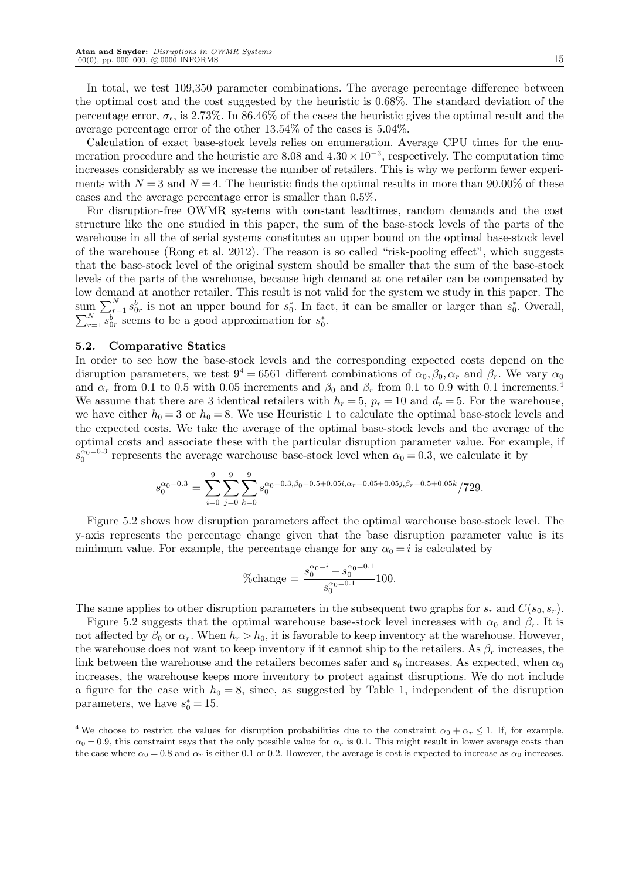In total, we test 109,350 parameter combinations. The average percentage difference between the optimal cost and the cost suggested by the heuristic is 0.68%. The standard deviation of the percentage error, $\sigma_\epsilon$, is 2.73%. In 86.46% of the cases the heuristic gives the optimal result and the average percentage error of the other 13.54% of the cases is 5.04%.

Calculation of exact base-stock levels relies on enumeration. Average CPU times for the enumeration procedure and the heuristic are 8.08 and $4.30 \times 10^{-3}$, respectively. The computation time increases considerably as we increase the number of retailers. This is why we perform fewer experiments with $N = 3$ and $N = 4$. The heuristic finds the optimal results in more than 90.00% of these cases and the average percentage error is smaller than 0.5%.

For disruption-free OWMR systems with constant leadtimes, random demands and the cost structure like the one studied in this paper, the sum of the base-stock levels of the parts of the warehouse in all the of serial systems constitutes an upper bound on the optimal base-stock level of the warehouse (Rong et al. 2012). The reason is so called "risk-pooling effect", which suggests that the base-stock level of the original system should be smaller that the sum of the base-stock levels of the parts of the warehouse, because high demand at one retailer can be compensated by low demand at another retailer. This result is not valid for the system we study in this paper. The sum $\sum_{r=1}^{N} s_{0r}^{b}$ is not an upper bound for $s_0^*$. In fact, it can be smaller or larger than $s_0^*$. Overall, $\sum_{r=1}^{N} s_{0r}^{b}$ seems to be a good approximation for $s_0^*$.

## 5.2. Comparative Statics

In order to see how the base-stock levels and the corresponding expected costs depend on the disruption parameters, we test $9^4 = 6561$ different combinations of $\alpha_0, \beta_0, \alpha_r$ and $\beta_r$. We vary $\alpha_0$ and $\alpha_r$ from 0.1 to 0.5 with 0.05 increments and $\beta_0$ and $\beta_r$ from 0.1 to 0.9 with 0.1 increments.[4] We assume that there are 3 identical retailers with $h_r = 5$, $p_r = 10$ and $d_r = 5$. For the warehouse, we have either $h_0 = 3$ or $h_0 = 8$. We use Heuristic 1 to calculate the optimal base-stock levels and the expected costs. We take the average of the optimal base-stock levels and the average of the optimal costs and associate these with the particular disruption parameter value. For example, if $s_0^{\alpha_0=0.3}$ represents the average warehouse base-stock level when $\alpha_0 = 0.3$, we calculate it by

$$s_0^{\alpha_0=0.3} = \sum_{i=0}^{9}\sum_{j=0}^{9}\sum_{k=0}^{9} s_0^{\alpha_0=0.3,\beta_0=0.5+0.05i,\alpha_r=0.05+0.05j,\beta_r=0.5+0.05k}/729.$$

Figure 5.2 shows how disruption parameters affect the optimal warehouse base-stock level. The y-axis represents the percentage change given that the base disruption parameter value is its minimum value. For example, the percentage change for any $\alpha_0 = i$ is calculated by

$$\%\text{change} = \frac{s_0^{\alpha_0=i} - s_0^{\alpha_0=0.1}}{s_0^{\alpha_0=0.1}} 100.$$

The same applies to other disruption parameters in the subsequent two graphs for $s_r$ and $C(s_0, s_r)$.

Figure 5.2 suggests that the optimal warehouse base-stock level increases with $\alpha_0$ and $\beta_r$. It is not affected by $\beta_0$ or $\alpha_r$. When $h_r > h_0$, it is favorable to keep inventory at the warehouse. However, the warehouse does not want to keep inventory if it cannot ship to the retailers. As $\beta_r$ increases, the link between the warehouse and the retailers becomes safer and $s_0$ increases. As expected, when $\alpha_0$ increases, the warehouse keeps more inventory to protect against disruptions. We do not include a figure for the case with $h_0 = 8$, since, as suggested by Table 1, independent of the disruption parameters, we have $s_0^* = 15$.

[4] We choose to restrict the values for disruption probabilities due to the constraint $\alpha_0 + \alpha_r \leq 1$. If, for example, $\alpha_0 = 0.9$, this constraint says that the only possible value for $\alpha_r$ is 0.1. This might result in lower average costs than the case where $\alpha_0 = 0.8$ and $\alpha_r$ is either 0.1 or 0.2. However, the average is cost is expected to increase as $\alpha_0$ increases.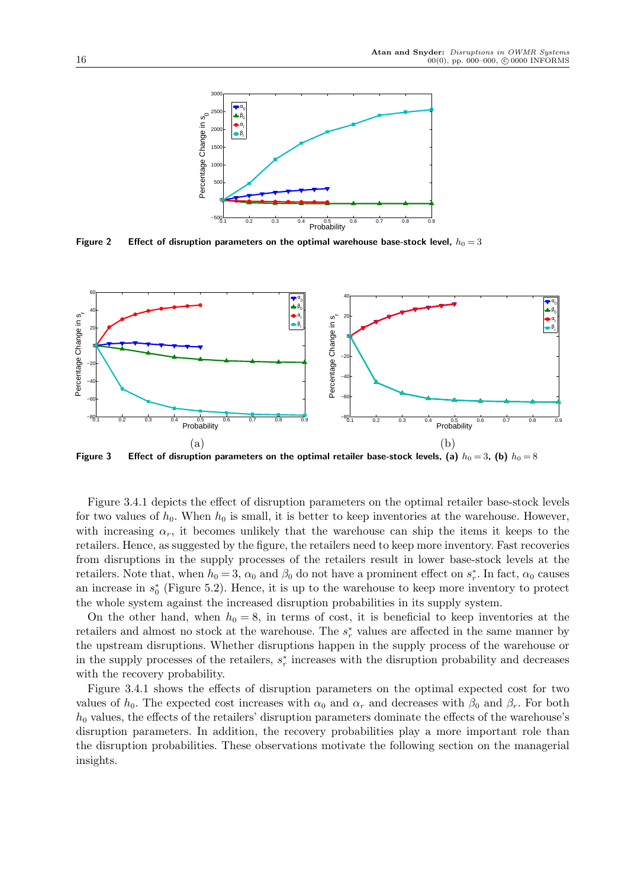**Figure 2** Effect of disruption parameters on the optimal warehouse base-stock level, $h_0 = 3$

(a) (b)

**Figure 3** Effect of disruption parameters on the optimal retailer base-stock levels, **(a)** $h_0 = 3$, **(b)** $h_0 = 8$

Figure 3.4.1 depicts the effect of disruption parameters on the optimal retailer base-stock levels for two values of $h_0$. When $h_0$ is small, it is better to keep inventories at the warehouse. However, with increasing $\alpha_r$, it becomes unlikely that the warehouse can ship the items it keeps to the retailers. Hence, as suggested by the figure, the retailers need to keep more inventory. Fast recoveries from disruptions in the supply processes of the retailers result in lower base-stock levels at the retailers. Note that, when $h_0 = 3$, $\alpha_0$ and $\beta_0$ do not have a prominent effect on $s_r^*$. In fact, $\alpha_0$ causes an increase in $s_0^*$ (Figure 5.2). Hence, it is up to the warehouse to keep more inventory to protect the whole system against the increased disruption probabilities in its supply system.

On the other hand, when $h_0 = 8$, in terms of cost, it is beneficial to keep inventories at the retailers and almost no stock at the warehouse. The $s_r^*$ values are affected in the same manner by the upstream disruptions. Whether disruptions happen in the supply process of the warehouse or in the supply processes of the retailers, $s_r^*$ increases with the disruption probability and decreases with the recovery probability.

Figure 3.4.1 shows the effects of disruption parameters on the optimal expected cost for two values of $h_0$. The expected cost increases with $\alpha_0$ and $\alpha_r$ and decreases with $\beta_0$ and $\beta_r$. For both $h_0$ values, the effects of the retailers' disruption parameters dominate the effects of the warehouse's disruption parameters. In addition, the recovery probabilities play a more important role than the disruption probabilities. These observations motivate the following section on the managerial insights.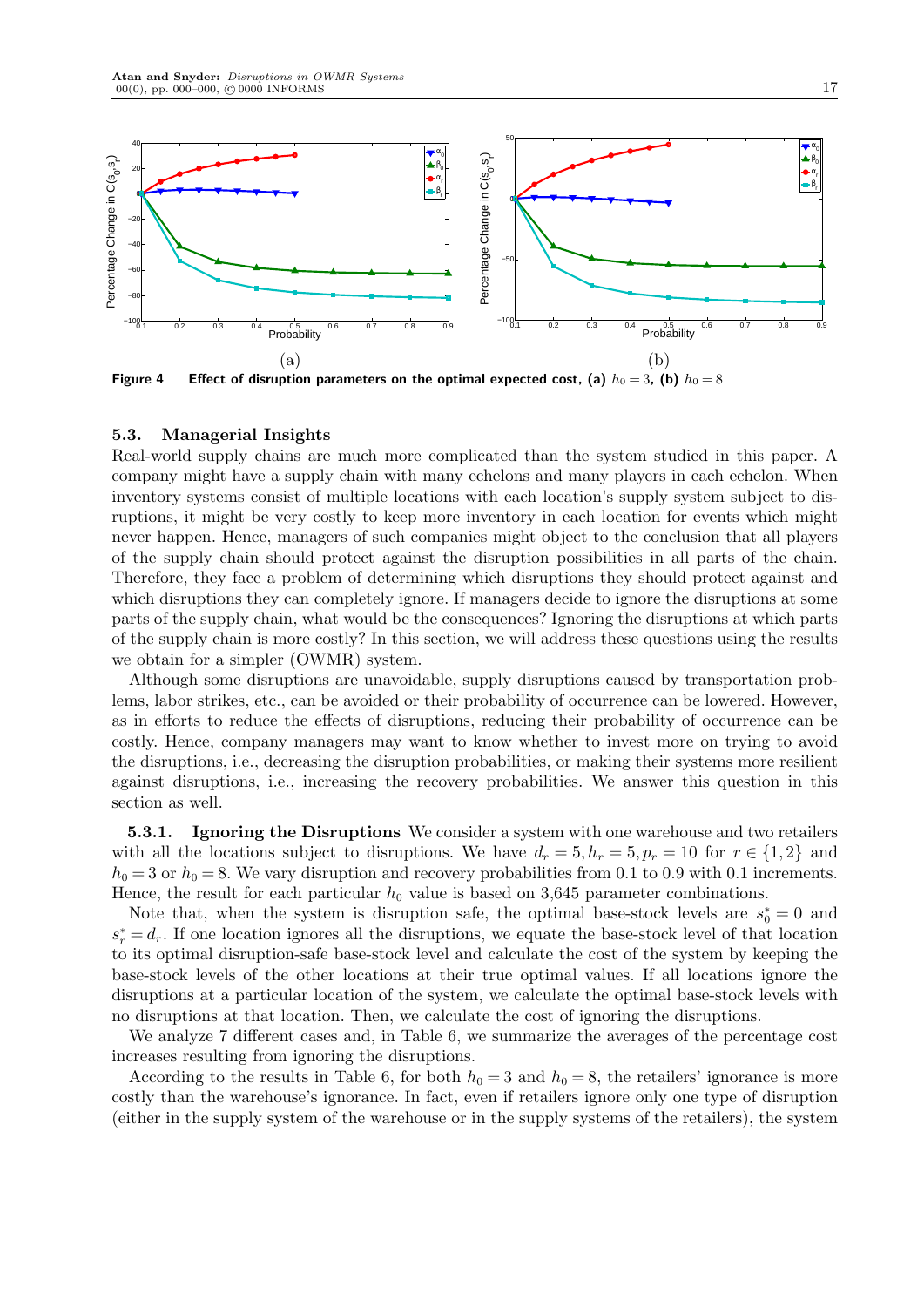(a) (b)

**Figure 4** **Effect of disruption parameters on the optimal expected cost, (a)** $h_0 = 3$**, (b)** $h_0 = 8$

### 5.3. Managerial Insights

Real-world supply chains are much more complicated than the system studied in this paper. A company might have a supply chain with many echelons and many players in each echelon. When inventory systems consist of multiple locations with each location's supply system subject to disruptions, it might be very costly to keep more inventory in each location for events which might never happen. Hence, managers of such companies might object to the conclusion that all players of the supply chain should protect against the disruption possibilities in all parts of the chain. Therefore, they face a problem of determining which disruptions they should protect against and which disruptions they can completely ignore. If managers decide to ignore the disruptions at some parts of the supply chain, what would be the consequences? Ignoring the disruptions at which parts of the supply chain is more costly? In this section, we will address these questions using the results we obtain for a simpler (OWMR) system.

Although some disruptions are unavoidable, supply disruptions caused by transportation problems, labor strikes, etc., can be avoided or their probability of occurrence can be lowered. However, as in efforts to reduce the effects of disruptions, reducing their probability of occurrence can be costly. Hence, company managers may want to know whether to invest more on trying to avoid the disruptions, i.e., decreasing the disruption probabilities, or making their systems more resilient against disruptions, i.e., increasing the recovery probabilities. We answer this question in this section as well.

**5.3.1. Ignoring the Disruptions** We consider a system with one warehouse and two retailers with all the locations subject to disruptions. We have $d_r = 5, h_r = 5, p_r = 10$ for $r \in \{1, 2\}$ and $h_0 = 3$ or $h_0 = 8$. We vary disruption and recovery probabilities from 0.1 to 0.9 with 0.1 increments. Hence, the result for each particular $h_0$ value is based on 3,645 parameter combinations.

Note that, when the system is disruption safe, the optimal base-stock levels are $s_0^* = 0$ and $s_r^* = d_r$. If one location ignores all the disruptions, we equate the base-stock level of that location to its optimal disruption-safe base-stock level and calculate the cost of the system by keeping the base-stock levels of the other locations at their true optimal values. If all locations ignore the disruptions at a particular location of the system, we calculate the optimal base-stock levels with no disruptions at that location. Then, we calculate the cost of ignoring the disruptions.

We analyze 7 different cases and, in Table 6, we summarize the averages of the percentage cost increases resulting from ignoring the disruptions.

According to the results in Table 6, for both $h_0 = 3$ and $h_0 = 8$, the retailers' ignorance is more costly than the warehouse's ignorance. In fact, even if retailers ignore only one type of disruption (either in the supply system of the warehouse or in the supply systems of the retailers), the system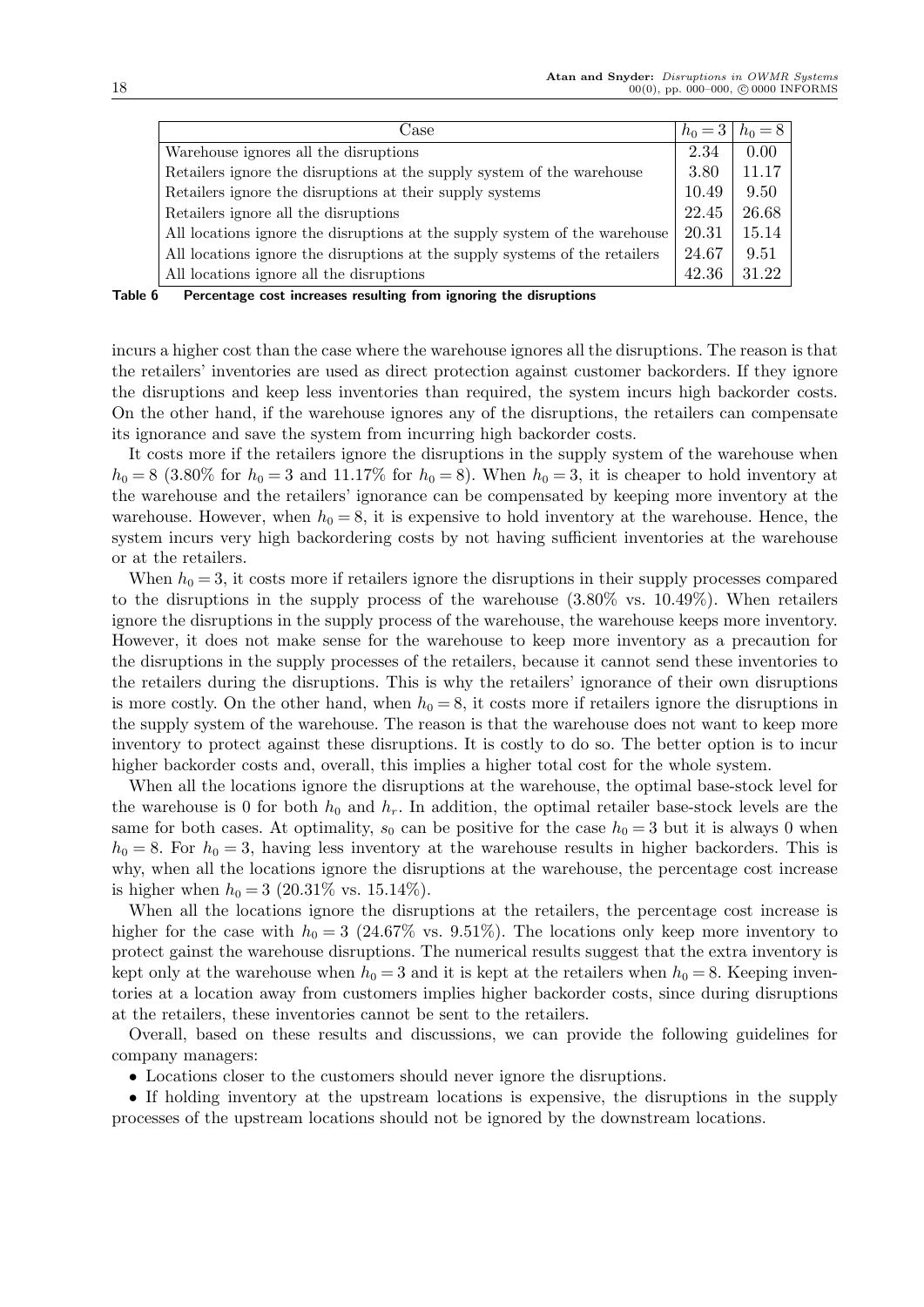| Case | $h_0 = 3$ | $h_0 = 8$ |
|---|---|---|
| Warehouse ignores all the disruptions | 2.34 | 0.00 |
| Retailers ignore the disruptions at the supply system of the warehouse | 3.80 | 11.17 |
| Retailers ignore the disruptions at their supply systems | 10.49 | 9.50 |
| Retailers ignore all the disruptions | 22.45 | 26.68 |
| All locations ignore the disruptions at the supply system of the warehouse | 20.31 | 15.14 |
| All locations ignore the disruptions at the supply systems of the retailers | 24.67 | 9.51 |
| All locations ignore all the disruptions | 42.36 | 31.22 |

**Table 6** Percentage cost increases resulting from ignoring the disruptions

incurs a higher cost than the case where the warehouse ignores all the disruptions. The reason is that the retailers' inventories are used as direct protection against customer backorders. If they ignore the disruptions and keep less inventories than required, the system incurs high backorder costs. On the other hand, if the warehouse ignores any of the disruptions, the retailers can compensate its ignorance and save the system from incurring high backorder costs.

It costs more if the retailers ignore the disruptions in the supply system of the warehouse when $h_0 = 8$ (3.80% for $h_0 = 3$ and 11.17% for $h_0 = 8$). When $h_0 = 3$, it is cheaper to hold inventory at the warehouse and the retailers' ignorance can be compensated by keeping more inventory at the warehouse. However, when $h_0 = 8$, it is expensive to hold inventory at the warehouse. Hence, the system incurs very high backordering costs by not having sufficient inventories at the warehouse or at the retailers.

When $h_0 = 3$, it costs more if retailers ignore the disruptions in their supply processes compared to the disruptions in the supply process of the warehouse (3.80% vs. 10.49%). When retailers ignore the disruptions in the supply process of the warehouse, the warehouse keeps more inventory. However, it does not make sense for the warehouse to keep more inventory as a precaution for the disruptions in the supply processes of the retailers, because it cannot send these inventories to the retailers during the disruptions. This is why the retailers' ignorance of their own disruptions is more costly. On the other hand, when $h_0 = 8$, it costs more if retailers ignore the disruptions in the supply system of the warehouse. The reason is that the warehouse does not want to keep more inventory to protect against these disruptions. It is costly to do so. The better option is to incur higher backorder costs and, overall, this implies a higher total cost for the whole system.

When all the locations ignore the disruptions at the warehouse, the optimal base-stock level for the warehouse is 0 for both $h_0$ and $h_r$. In addition, the optimal retailer base-stock levels are the same for both cases. At optimality, $s_0$ can be positive for the case $h_0 = 3$ but it is always 0 when $h_0 = 8$. For $h_0 = 3$, having less inventory at the warehouse results in higher backorders. This is why, when all the locations ignore the disruptions at the warehouse, the percentage cost increase is higher when $h_0 = 3$ (20.31% vs. 15.14%).

When all the locations ignore the disruptions at the retailers, the percentage cost increase is higher for the case with $h_0 = 3$ (24.67% vs. 9.51%). The locations only keep more inventory to protect gainst the warehouse disruptions. The numerical results suggest that the extra inventory is kept only at the warehouse when $h_0 = 3$ and it is kept at the retailers when $h_0 = 8$. Keeping inventories at a location away from customers implies higher backorder costs, since during disruptions at the retailers, these inventories cannot be sent to the retailers.

Overall, based on these results and discussions, we can provide the following guidelines for company managers:

- Locations closer to the customers should never ignore the disruptions.
- If holding inventory at the upstream locations is expensive, the disruptions in the supply processes of the upstream locations should not be ignored by the downstream locations.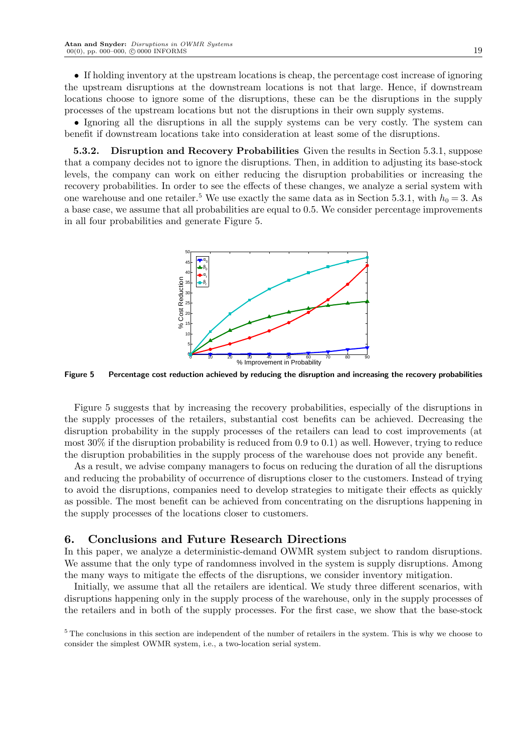• If holding inventory at the upstream locations is cheap, the percentage cost increase of ignoring the upstream disruptions at the downstream locations is not that large. Hence, if downstream locations choose to ignore some of the disruptions, these can be the disruptions in the supply processes of the upstream locations but not the disruptions in their own supply systems.

• Ignoring all the disruptions in all the supply systems can be very costly. The system can benefit if downstream locations take into consideration at least some of the disruptions.

**5.3.2. Disruption and Recovery Probabilities** Given the results in Section 5.3.1, suppose that a company decides not to ignore the disruptions. Then, in addition to adjusting its base-stock levels, the company can work on either reducing the disruption probabilities or increasing the recovery probabilities. In order to see the effects of these changes, we analyze a serial system with one warehouse and one retailer.[5] We use exactly the same data as in Section 5.3.1, with $h_0 = 3$. As a base case, we assume that all probabilities are equal to 0.5. We consider percentage improvements in all four probabilities and generate Figure 5.

**Figure 5** Percentage cost reduction achieved by reducing the disruption and increasing the recovery probabilities

Figure 5 suggests that by increasing the recovery probabilities, especially of the disruptions in the supply processes of the retailers, substantial cost benefits can be achieved. Decreasing the disruption probability in the supply processes of the retailers can lead to cost improvements (at most 30% if the disruption probability is reduced from 0.9 to 0.1) as well. However, trying to reduce the disruption probabilities in the supply process of the warehouse does not provide any benefit.

As a result, we advise company managers to focus on reducing the duration of all the disruptions and reducing the probability of occurrence of disruptions closer to the customers. Instead of trying to avoid the disruptions, companies need to develop strategies to mitigate their effects as quickly as possible. The most benefit can be achieved from concentrating on the disruptions happening in the supply processes of the locations closer to customers.

## 6. Conclusions and Future Research Directions

In this paper, we analyze a deterministic-demand OWMR system subject to random disruptions. We assume that the only type of randomness involved in the system is supply disruptions. Among the many ways to mitigate the effects of the disruptions, we consider inventory mitigation.

Initially, we assume that all the retailers are identical. We study three different scenarios, with disruptions happening only in the supply process of the warehouse, only in the supply processes of the retailers and in both of the supply processes. For the first case, we show that the base-stock

[5] The conclusions in this section are independent of the number of retailers in the system. This is why we choose to consider the simplest OWMR system, i.e., a two-location serial system.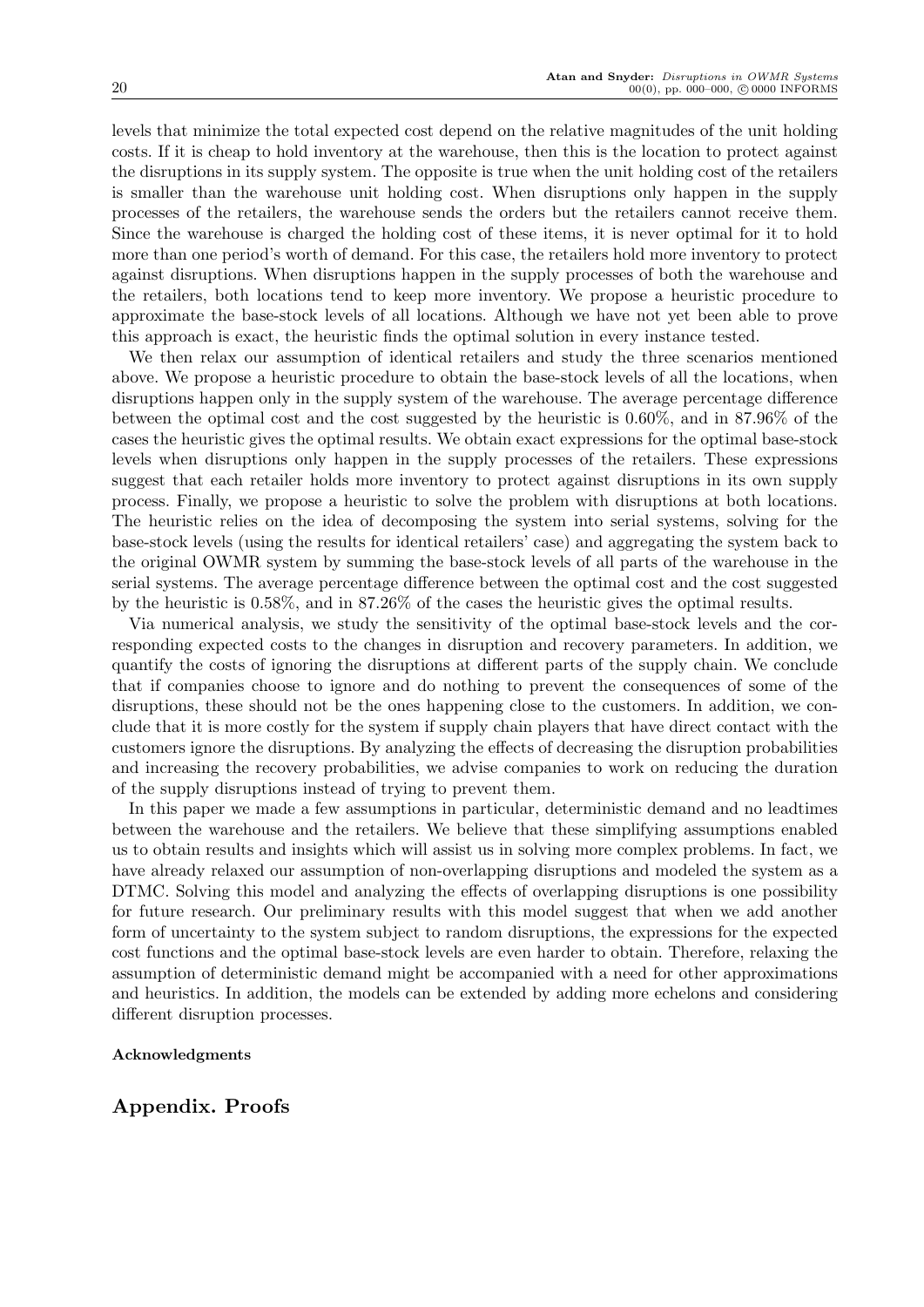levels that minimize the total expected cost depend on the relative magnitudes of the unit holding costs. If it is cheap to hold inventory at the warehouse, then this is the location to protect against the disruptions in its supply system. The opposite is true when the unit holding cost of the retailers is smaller than the warehouse unit holding cost. When disruptions only happen in the supply processes of the retailers, the warehouse sends the orders but the retailers cannot receive them. Since the warehouse is charged the holding cost of these items, it is never optimal for it to hold more than one period's worth of demand. For this case, the retailers hold more inventory to protect against disruptions. When disruptions happen in the supply processes of both the warehouse and the retailers, both locations tend to keep more inventory. We propose a heuristic procedure to approximate the base-stock levels of all locations. Although we have not yet been able to prove this approach is exact, the heuristic finds the optimal solution in every instance tested.

We then relax our assumption of identical retailers and study the three scenarios mentioned above. We propose a heuristic procedure to obtain the base-stock levels of all the locations, when disruptions happen only in the supply system of the warehouse. The average percentage difference between the optimal cost and the cost suggested by the heuristic is 0.60%, and in 87.96% of the cases the heuristic gives the optimal results. We obtain exact expressions for the optimal base-stock levels when disruptions only happen in the supply processes of the retailers. These expressions suggest that each retailer holds more inventory to protect against disruptions in its own supply process. Finally, we propose a heuristic to solve the problem with disruptions at both locations. The heuristic relies on the idea of decomposing the system into serial systems, solving for the base-stock levels (using the results for identical retailers' case) and aggregating the system back to the original OWMR system by summing the base-stock levels of all parts of the warehouse in the serial systems. The average percentage difference between the optimal cost and the cost suggested by the heuristic is 0.58%, and in 87.26% of the cases the heuristic gives the optimal results.

Via numerical analysis, we study the sensitivity of the optimal base-stock levels and the corresponding expected costs to the changes in disruption and recovery parameters. In addition, we quantify the costs of ignoring the disruptions at different parts of the supply chain. We conclude that if companies choose to ignore and do nothing to prevent the consequences of some of the disruptions, these should not be the ones happening close to the customers. In addition, we conclude that it is more costly for the system if supply chain players that have direct contact with the customers ignore the disruptions. By analyzing the effects of decreasing the disruption probabilities and increasing the recovery probabilities, we advise companies to work on reducing the duration of the supply disruptions instead of trying to prevent them.

In this paper we made a few assumptions in particular, deterministic demand and no leadtimes between the warehouse and the retailers. We believe that these simplifying assumptions enabled us to obtain results and insights which will assist us in solving more complex problems. In fact, we have already relaxed our assumption of non-overlapping disruptions and modeled the system as a DTMC. Solving this model and analyzing the effects of overlapping disruptions is one possibility for future research. Our preliminary results with this model suggest that when we add another form of uncertainty to the system subject to random disruptions, the expressions for the expected cost functions and the optimal base-stock levels are even harder to obtain. Therefore, relaxing the assumption of deterministic demand might be accompanied with a need for other approximations and heuristics. In addition, the models can be extended by adding more echelons and considering different disruption processes.

**Acknowledgments**

## Appendix. Proofs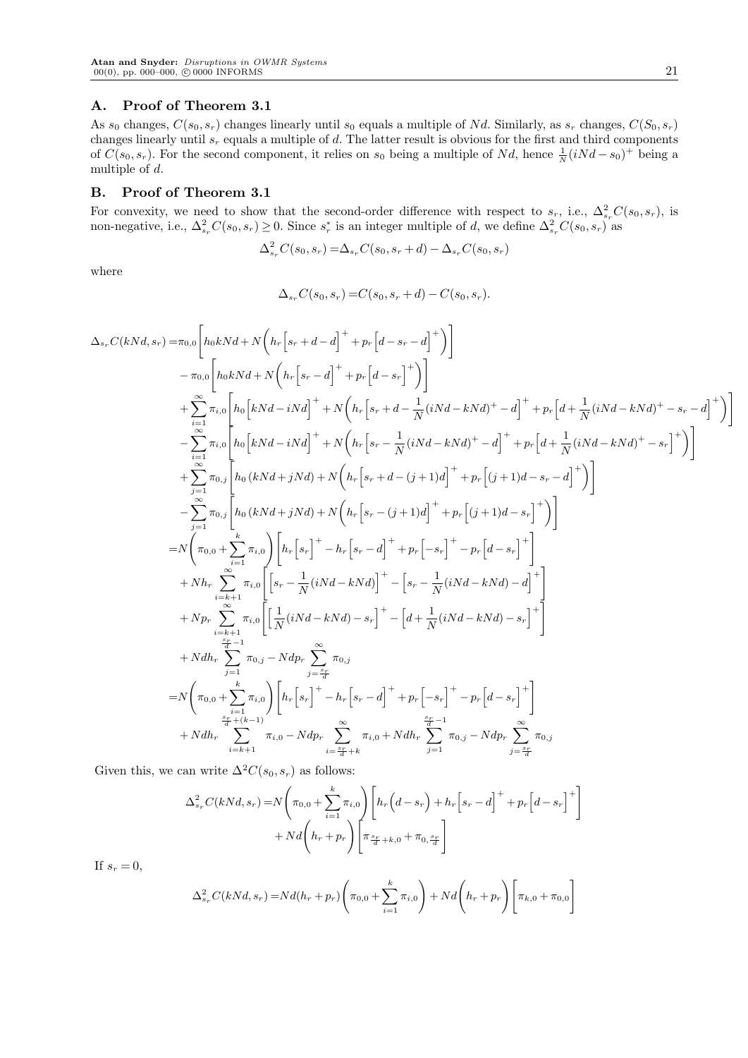## A. Proof of Theorem 3.1

As $s_0$ changes, $C(s_0, s_r)$ changes linearly until $s_0$ equals a multiple of $Nd$. Similarly, as $s_r$ changes, $C(S_0, s_r)$ changes linearly until $s_r$ equals a multiple of $d$. The latter result is obvious for the first and third components of $C(s_0, s_r)$. For the second component, it relies on $s_0$ being a multiple of $Nd$, hence $\frac{1}{N}(iNd - s_0)^+$ being a multiple of $d$.

## B. Proof of Theorem 3.1

For convexity, we need to show that the second-order difference with respect to $s_r$, i.e., $\Delta^2_{s_r} C(s_0, s_r)$, is non-negative, i.e., $\Delta^2_{s_r} C(s_0, s_r) \geq 0$. Since $s_r^*$ is an integer multiple of $d$, we define $\Delta^2_{s_r} C(s_0, s_r)$ as

$$\Delta^2_{s_r} C(s_0, s_r) = \Delta_{s_r} C(s_0, s_r + d) - \Delta_{s_r} C(s_0, s_r)$$

where

$$\Delta_{s_r} C(s_0, s_r) = C(s_0, s_r + d) - C(s_0, s_r).$$

$$\begin{aligned}
\Delta_{s_r} C(kNd, s_r) =& \pi_{0,0}\left[h_0 kNd + N\left(h_r\left[s_r + d - d\right]^+ + p_r\left[d - s_r - d\right]^+\right)\right] \\
&- \pi_{0,0}\left[h_0 kNd + N\left(h_r\left[s_r - d\right]^+ + p_r\left[d - s_r\right]^+\right)\right] \\
&+ \sum_{i=1}^{\infty} \pi_{i,0}\left[h_0\left[kNd - iNd\right]^+ + N\left(h_r\left[s_r + d - \frac{1}{N}(iNd - kNd)^+ - d\right]^+ + p_r\left[d + \frac{1}{N}(iNd - kNd)^+ - s_r - d\right]^+\right)\right] \\
&- \sum_{i=1}^{\infty} \pi_{i,0}\left[h_0\left[kNd - iNd\right]^+ + N\left(h_r\left[s_r - \frac{1}{N}(iNd - kNd)^+ - d\right]^+ + p_r\left[d + \frac{1}{N}(iNd - kNd)^+ - s_r\right]^+\right)\right] \\
&+ \sum_{j=1}^{\infty} \pi_{0,j}\left[h_0\left(kNd + jNd\right) + N\left(h_r\left[s_r + d - (j+1)d\right]^+ + p_r\left[(j+1)d - s_r - d\right]^+\right)\right] \\
&- \sum_{j=1}^{\infty} \pi_{0,j}\left[h_0\left(kNd + jNd\right) + N\left(h_r\left[s_r - (j+1)d\right]^+ + p_r\left[(j+1)d - s_r\right]^+\right)\right] \\
=& N\left(\pi_{0,0} + \sum_{i=1}^{k} \pi_{i,0}\right)\left[h_r\left[s_r\right]^+ - h_r\left[s_r - d\right]^+ + p_r\left[-s_r\right]^+ - p_r\left[d - s_r\right]^+\right] \\
&+ Nh_r \sum_{i=k+1}^{\infty} \pi_{i,0}\left[\left[s_r - \frac{1}{N}(iNd - kNd)\right]^+ - \left[s_r - \frac{1}{N}(iNd - kNd) - d\right]^+\right] \\
&+ Np_r \sum_{i=k+1}^{\infty} \pi_{i,0}\left[\left[\frac{1}{N}(iNd - kNd) - s_r\right]^+ - \left[d + \frac{1}{N}(iNd - kNd) - s_r\right]^+\right] \\
&+ Ndh_r \sum_{j=1}^{\frac{s_r}{d}-1} \pi_{0,j} - Ndp_r \sum_{j=\frac{s_r}{d}}^{\infty} \pi_{0,j} \\
=& N\left(\pi_{0,0} + \sum_{i=1}^{k} \pi_{i,0}\right)\left[h_r\left[s_r\right]^+ - h_r\left[s_r - d\right]^+ + p_r\left[-s_r\right]^+ - p_r\left[d - s_r\right]^+\right] \\
&+ Ndh_r \sum_{i=k+1}^{\frac{s_r}{d}+(k-1)} \pi_{i,0} - Ndp_r \sum_{i=\frac{s_r}{d}+k}^{\infty} \pi_{i,0} + Ndh_r \sum_{j=1}^{\frac{s_r}{d}-1} \pi_{0,j} - Ndp_r \sum_{j=\frac{s_r}{d}}^{\infty} \pi_{0,j}
\end{aligned}$$

Given this, we can write $\Delta^2 C(s_0, s_r)$ as follows:

$$\begin{aligned}
\Delta^2_{s_r} C(kNd, s_r) =& N\left(\pi_{0,0} + \sum_{i=1}^{k} \pi_{i,0}\right)\left[h_r\left(d - s_r\right) + h_r\left[s_r - d\right]^+ + p_r\left[d - s_r\right]^+\right] \\
&+ Nd\left(h_r + p_r\right)\left[\pi_{\frac{s_r}{d}+k,0} + \pi_{0,\frac{s_r}{d}}\right]
\end{aligned}$$

If $s_r = 0$,

$$\Delta^2_{s_r} C(kNd, s_r) = Nd(h_r + p_r)\left(\pi_{0,0} + \sum_{i=1}^{k} \pi_{i,0}\right) + Nd\left(h_r + p_r\right)\left[\pi_{k,0} + \pi_{0,0}\right]$$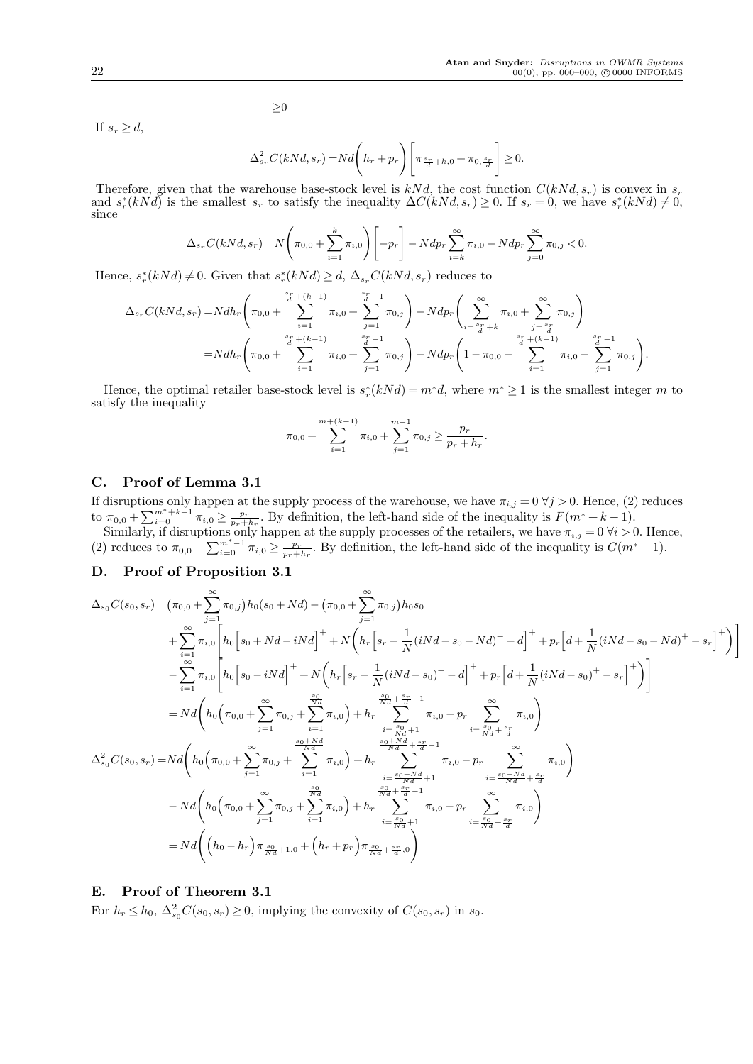$\geq 0$

If $s_r \geq d$,

$$\Delta^2_{s_r} C(kNd, s_r) = Nd\bigg(h_r + p_r\bigg)\bigg[\pi_{\frac{s_r}{d}+k,0} + \pi_{0,\frac{s_r}{d}}\bigg] \geq 0.$$

Therefore, given that the warehouse base-stock level is $kNd$, the cost function $C(kNd, s_r)$ is convex in $s_r$ and $s_r^*(kNd)$ is the smallest $s_r$ to satisfy the inequality $\Delta C(kNd, s_r) \geq 0$. If $s_r = 0$, we have $s_r^*(kNd) \neq 0$, since

$$\Delta_{s_r} C(kNd, s_r) = N\bigg(\pi_{0,0} + \sum_{i=1}^{k} \pi_{i,0}\bigg)\bigg[-p_r\bigg] - Ndp_r \sum_{i=k}^{\infty} \pi_{i,0} - Ndp_r \sum_{j=0}^{\infty} \pi_{0,j} < 0.$$

Hence, $s_r^*(kNd) \neq 0$. Given that $s_r^*(kNd) \geq d$, $\Delta_{s_r} C(kNd, s_r)$ reduces to

$$\begin{aligned}
\Delta_{s_r} C(kNd, s_r) =& Ndh_r\bigg(\pi_{0,0} + \sum_{i=1}^{\frac{s_r}{d}+(k-1)} \pi_{i,0} + \sum_{j=1}^{\frac{s_r}{d}-1} \pi_{0,j}\bigg) - Ndp_r\bigg(\sum_{i=\frac{s_r}{d}+k}^{\infty} \pi_{i,0} + \sum_{j=\frac{s_r}{d}}^{\infty} \pi_{0,j}\bigg) \\
=& Ndh_r\bigg(\pi_{0,0} + \sum_{i=1}^{\frac{s_r}{d}+(k-1)} \pi_{i,0} + \sum_{j=1}^{\frac{s_r}{d}-1} \pi_{0,j}\bigg) - Ndp_r\bigg(1 - \pi_{0,0} - \sum_{i=1}^{\frac{s_r}{d}+(k-1)} \pi_{i,0} - \sum_{j=1}^{\frac{s_r}{d}-1} \pi_{0,j}\bigg).
\end{aligned}$$

Hence, the optimal retailer base-stock level is $s_r^*(kNd) = m^* d$, where $m^* \geq 1$ is the smallest integer $m$ to satisfy the inequality

$$\pi_{0,0} + \sum_{i=1}^{m+(k-1)} \pi_{i,0} + \sum_{j=1}^{m-1} \pi_{0,j} \geq \frac{p_r}{p_r + h_r}.$$

## C. Proof of Lemma 3.1

If disruptions only happen at the supply process of the warehouse, we have $\pi_{i,j} = 0 \; \forall j > 0$. Hence, (2) reduces to $\pi_{0,0} + \sum_{i=0}^{m^*+k-1} \pi_{i,0} \geq \frac{p_r}{p_r+h_r}$. By definition, the left-hand side of the inequality is $F(m^* + k - 1)$.

Similarly, if disruptions only happen at the supply processes of the retailers, we have $\pi_{i,j} = 0 \; \forall i > 0$. Hence, (2) reduces to $\pi_{0,0} + \sum_{i=0}^{m^*-1} \pi_{i,0} \geq \frac{p_r}{p_r+h_r}$. By definition, the left-hand side of the inequality is $G(m^* - 1)$.

## D. Proof of Proposition 3.1

$$\begin{aligned}
\Delta_{s_0} C(s_0, s_r) =& \big(\pi_{0,0} + \sum_{j=1}^{\infty} \pi_{0,j}\big) h_0 (s_0 + Nd) - \big(\pi_{0,0} + \sum_{j=1}^{\infty} \pi_{0,j}\big) h_0 s_0 \\
&+ \sum_{i=1}^{\infty} \pi_{i,0} \bigg[h_0 \Big[s_0 + Nd - iNd\Big]^+ + N\bigg(h_r \Big[s_r - \frac{1}{N}(iNd - s_0 - Nd)^+ - d\Big]^+ + p_r \Big[d + \frac{1}{N}(iNd - s_0 - Nd)^+ - s_r\Big]^+\bigg)\bigg] \\
&- \sum_{i=1}^{\infty} \pi_{i,0} \bigg[h_0 \Big[s_0 - iNd\Big]^+ + N\bigg(h_r \Big[s_r - \frac{1}{N}(iNd - s_0)^+ - d\Big]^+ + p_r \Big[d + \frac{1}{N}(iNd - s_0)^+ - s_r\Big]^+\bigg)\bigg] \\
=& Nd\bigg(h_0\Big(\pi_{0,0} + \sum_{j=1}^{\infty} \pi_{0,j} + \sum_{i=1}^{\frac{s_0}{Nd}} \pi_{i,0}\Big) + h_r \sum_{i=\frac{s_0}{Nd}+1}^{\frac{s_0}{Nd}+\frac{s_r}{d}-1} \pi_{i,0} - p_r \sum_{i=\frac{s_0}{Nd}+\frac{s_r}{d}}^{\infty} \pi_{i,0}\bigg) \\
\Delta^2_{s_0} C(s_0, s_r) =& Nd\bigg(h_0\Big(\pi_{0,0} + \sum_{j=1}^{\infty} \pi_{0,j} + \sum_{i=1}^{\frac{s_0+Nd}{Nd}} \pi_{i,0}\Big) + h_r \sum_{i=\frac{s_0+Nd}{Nd}+1}^{\frac{s_0+Nd}{Nd}+\frac{s_r}{d}-1} \pi_{i,0} - p_r \sum_{i=\frac{s_0+Nd}{Nd}+\frac{s_r}{d}}^{\infty} \pi_{i,0}\bigg) \\
&- Nd\bigg(h_0\Big(\pi_{0,0} + \sum_{j=1}^{\infty} \pi_{0,j} + \sum_{i=1}^{\frac{s_0}{Nd}} \pi_{i,0}\Big) + h_r \sum_{i=\frac{s_0}{Nd}+1}^{\frac{s_0}{Nd}+\frac{s_r}{d}-1} \pi_{i,0} - p_r \sum_{i=\frac{s_0}{Nd}+\frac{s_r}{d}}^{\infty} \pi_{i,0}\bigg) \\
=& Nd\bigg(\Big(h_0 - h_r\Big)\pi_{\frac{s_0}{Nd}+1,0} + \Big(h_r + p_r\Big)\pi_{\frac{s_0}{Nd}+\frac{s_r}{d},0}\bigg)
\end{aligned}$$

## E. Proof of Theorem 3.1

For $h_r \leq h_0$, $\Delta^2_{s_0} C(s_0, s_r) \geq 0$, implying the convexity of $C(s_0, s_r)$ in $s_0$.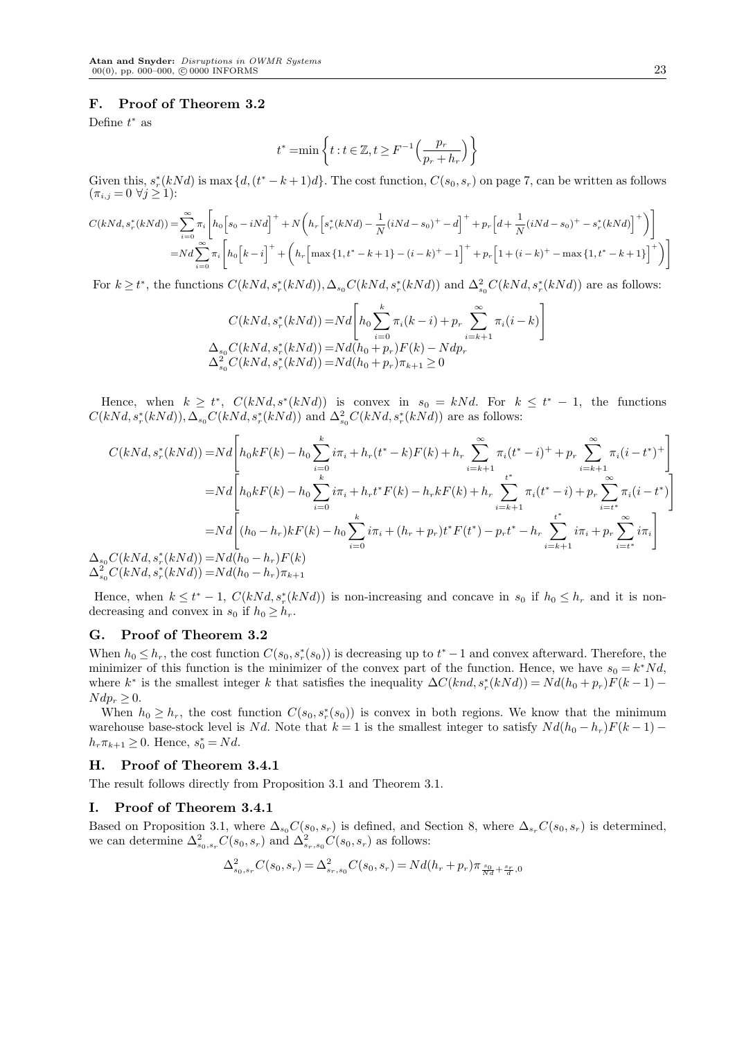## F. Proof of Theorem 3.2

Define $t^*$ as

$$t^* = \min\left\{t : t \in \mathbb{Z}, t \geq F^{-1}\Big(\frac{p_r}{p_r + h_r}\Big)\right\}$$

Given this, $s_r^*(kNd)$ is $\max\{d, (t^* - k + 1)d\}$. The cost function, $C(s_0, s_r)$ on page 7, can be written as follows ($\pi_{i,j} = 0 \ \forall j \geq 1$):

$$\begin{aligned}
C(kNd, s_r^*(kNd)) &= \sum_{i=0}^{\infty} \pi_i \left[ h_0 \Big[s_0 - iNd\Big]^+ + N\Big( h_r \Big[s_r^*(kNd) - \frac{1}{N}(iNd - s_0)^+ - d\Big]^+ + p_r \Big[d + \frac{1}{N}(iNd - s_0)^+ - s_r^*(kNd)\Big]^+ \Big)\right] \\
&= Nd \sum_{i=0}^{\infty} \pi_i \left[ h_0 \Big[k - i\Big]^+ + \Big( h_r \Big[\max\{1, t^* - k + 1\} - (i-k)^+ - 1\Big]^+ + p_r \Big[1 + (i-k)^+ - \max\{1, t^* - k + 1\}\Big]^+ \Big)\right]
\end{aligned}$$

For $k \geq t^*$, the functions $C(kNd, s_r^*(kNd)), \Delta_{s_0} C(kNd, s_r^*(kNd))$ and $\Delta^2_{s_0} C(kNd, s_r^*(kNd))$ are as follows:

$$\begin{aligned}
C(kNd, s_r^*(kNd)) &= Nd \left[ h_0 \sum_{i=0}^{k} \pi_i (k - i) + p_r \sum_{i=k+1}^{\infty} \pi_i (i - k) \right] \\
\Delta_{s_0} C(kNd, s_r^*(kNd)) &= Nd(h_0 + p_r) F(k) - Nd p_r \\
\Delta^2_{s_0} C(kNd, s_r^*(kNd)) &= Nd(h_0 + p_r) \pi_{k+1} \geq 0
\end{aligned}$$

Hence, when $k \geq t^*$, $C(kNd, s^*(kNd))$ is convex in $s_0 = kNd$. For $k \leq t^* - 1$, the functions $C(kNd, s_r^*(kNd)), \Delta_{s_0} C(kNd, s_r^*(kNd))$ and $\Delta^2_{s_0} C(kNd, s_r^*(kNd))$ are as follows:

$$\begin{aligned}
C(kNd, s_r^*(kNd)) &= Nd \left[ h_0 k F(k) - h_0 \sum_{i=0}^{k} i\pi_i + h_r (t^* - k) F(k) + h_r \sum_{i=k+1}^{\infty} \pi_i (t^* - i)^+ + p_r \sum_{i=k+1}^{\infty} \pi_i (i - t^*)^+ \right] \\
&= Nd \left[ h_0 k F(k) - h_0 \sum_{i=0}^{k} i\pi_i + h_r t^* F(k) - h_r k F(k) + h_r \sum_{i=k+1}^{t^*} \pi_i (t^* - i) + p_r \sum_{i=t^*}^{\infty} \pi_i (i - t^*) \right] \\
&= Nd \left[ (h_0 - h_r) k F(k) - h_0 \sum_{i=0}^{k} i\pi_i + (h_r + p_r) t^* F(t^*) - p_r t^* - h_r \sum_{i=k+1}^{t^*} i\pi_i + p_r \sum_{i=t^*}^{\infty} i\pi_i \right]
\end{aligned}$$

$$\begin{aligned}
\Delta_{s_0} C(kNd, s_r^*(kNd)) &= Nd(h_0 - h_r) F(k) \\
\Delta^2_{s_0} C(kNd, s_r^*(kNd)) &= Nd(h_0 - h_r) \pi_{k+1}
\end{aligned}$$

Hence, when $k \leq t^* - 1$, $C(kNd, s_r^*(kNd))$ is non-increasing and concave in $s_0$ if $h_0 \leq h_r$ and it is non-decreasing and convex in $s_0$ if $h_0 \geq h_r$.

## G. Proof of Theorem 3.2

When $h_0 \leq h_r$, the cost function $C(s_0, s_r^*(s_0))$ is decreasing up to $t^* - 1$ and convex afterward. Therefore, the minimizer of this function is the minimizer of the convex part of the function. Hence, we have $s_0 = k^* Nd$, where $k^*$ is the smallest integer $k$ that satisfies the inequality $\Delta C(knd, s_r^*(kNd)) = Nd(h_0 + p_r)F(k-1) - Nd p_r \geq 0$.

When $h_0 \geq h_r$, the cost function $C(s_0, s_r^*(s_0))$ is convex in both regions. We know that the minimum warehouse base-stock level is $Nd$. Note that $k = 1$ is the smallest integer to satisfy $Nd(h_0 - h_r)F(k-1) - h_r \pi_{k+1} \geq 0$. Hence, $s_0^* = Nd$.

## H. Proof of Theorem 3.4.1

The result follows directly from Proposition 3.1 and Theorem 3.1.

## I. Proof of Theorem 3.4.1

Based on Proposition 3.1, where $\Delta_{s_0} C(s_0, s_r)$ is defined, and Section 8, where $\Delta_{s_r} C(s_0, s_r)$ is determined, we can determine $\Delta^2_{s_0, s_r} C(s_0, s_r)$ and $\Delta^2_{s_r, s_0} C(s_0, s_r)$ as follows:

$$\Delta^2_{s_0, s_r} C(s_0, s_r) = \Delta^2_{s_r, s_0} C(s_0, s_r) = Nd(h_r + p_r) \pi_{\frac{s_0}{Nd} + \frac{s_r}{d}, 0}$$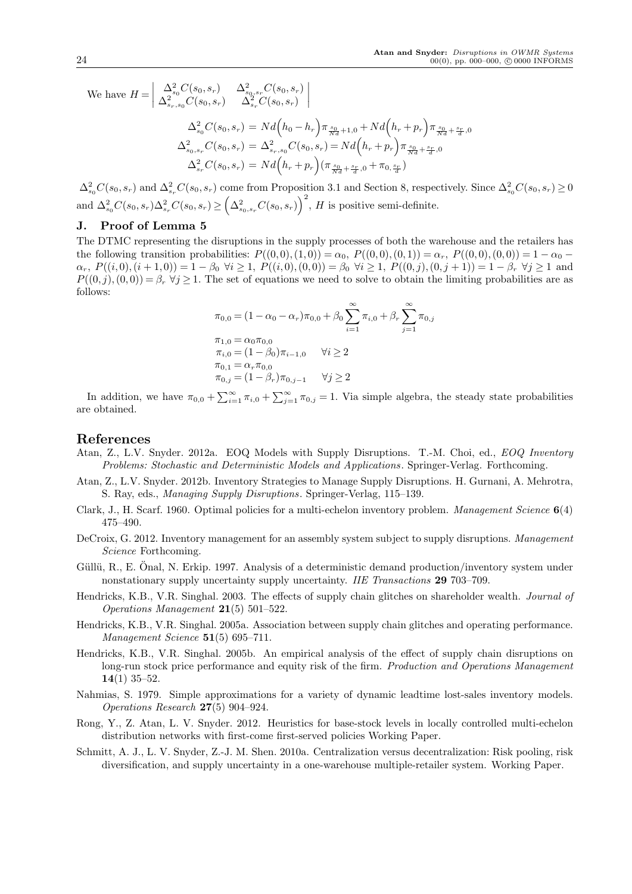We have $H = \begin{vmatrix} \Delta^2_{s_0} C(s_0, s_r) & \Delta^2_{s_0,s_r} C(s_0, s_r) \\ \Delta^2_{s_r,s_0} C(s_0, s_r) & \Delta^2_{s_r} C(s_0, s_r) \end{vmatrix}$

$$
\begin{aligned}
\Delta^2_{s_0} C(s_0, s_r) &= Nd\Big(h_0 - h_r\Big)\pi_{\frac{s_0}{Nd}+1,0} + Nd\Big(h_r + p_r\Big)\pi_{\frac{s_0}{Nd}+\frac{s_r}{d},0} \\
\Delta^2_{s_0,s_r} C(s_0, s_r) &= \Delta^2_{s_r,s_0} C(s_0, s_r) = Nd\Big(h_r + p_r\Big)\pi_{\frac{s_0}{Nd}+\frac{s_r}{d},0} \\
\Delta^2_{s_r} C(s_0, s_r) &= Nd\Big(h_r + p_r\Big)\big(\pi_{\frac{s_0}{Nd}+\frac{s_r}{d},0} + \pi_{0,\frac{s_r}{d}}\big)
\end{aligned}
$$

$\Delta^2_{s_0} C(s_0, s_r)$ and $\Delta^2_{s_r} C(s_0, s_r)$ come from Proposition 3.1 and Section 8, respectively. Since $\Delta^2_{s_0} C(s_0, s_r) \geq 0$ and $\Delta^2_{s_0} C(s_0, s_r)\Delta^2_{s_r} C(s_0, s_r) \geq \Big(\Delta^2_{s_0,s_r} C(s_0, s_r)\Big)^2$, $H$ is positive semi-definite.

## J. Proof of Lemma 5

The DTMC representing the disruptions in the supply processes of both the warehouse and the retailers has the following transition probabilities: $P((0,0),(1,0)) = \alpha_0$, $P((0,0),(0,1)) = \alpha_r$, $P((0,0),(0,0)) = 1 - \alpha_0 - \alpha_r$, $P((i,0),(i+1,0)) = 1 - \beta_0 \; \forall i \geq 1$, $P((i,0),(0,0)) = \beta_0 \; \forall i \geq 1$, $P((0,j),(0,j+1)) = 1 - \beta_r \; \forall j \geq 1$ and $P((0,j),(0,0)) = \beta_r \; \forall j \geq 1$. The set of equations we need to solve to obtain the limiting probabilities are as follows:

$$
\begin{aligned}
&\pi_{0,0} = (1 - \alpha_0 - \alpha_r)\pi_{0,0} + \beta_0 \sum_{i=1}^{\infty} \pi_{i,0} + \beta_r \sum_{j=1}^{\infty} \pi_{0,j} \\
&\pi_{1,0} = \alpha_0 \pi_{0,0} \\
&\pi_{i,0} = (1 - \beta_0)\pi_{i-1,0} \qquad \forall i \geq 2 \\
&\pi_{0,1} = \alpha_r \pi_{0,0} \\
&\pi_{0,j} = (1 - \beta_r)\pi_{0,j-1} \qquad \forall j \geq 2
\end{aligned}
$$

In addition, we have $\pi_{0,0} + \sum_{i=1}^{\infty} \pi_{i,0} + \sum_{j=1}^{\infty} \pi_{0,j} = 1$. Via simple algebra, the steady state probabilities are obtained.

# References

Atan, Z., L.V. Snyder. 2012a. EOQ Models with Supply Disruptions. T.-M. Choi, ed., *EOQ Inventory Problems: Stochastic and Deterministic Models and Applications*. Springer-Verlag. Forthcoming.

Atan, Z., L.V. Snyder. 2012b. Inventory Strategies to Manage Supply Disruptions. H. Gurnani, A. Mehrotra, S. Ray, eds., *Managing Supply Disruptions*. Springer-Verlag, 115–139.

Clark, J., H. Scarf. 1960. Optimal policies for a multi-echelon inventory problem. *Management Science* **6**(4) 475–490.

DeCroix, G. 2012. Inventory management for an assembly system subject to supply disruptions. *Management Science* Forthcoming.

Güllü, R., E. Önal, N. Erkip. 1997. Analysis of a deterministic demand production/inventory system under nonstationary supply uncertainty supply uncertainty. *IIE Transactions* **29** 703–709.

Hendricks, K.B., V.R. Singhal. 2003. The effects of supply chain glitches on shareholder wealth. *Journal of Operations Management* **21**(5) 501–522.

Hendricks, K.B., V.R. Singhal. 2005a. Association between supply chain glitches and operating performance. *Management Science* **51**(5) 695–711.

Hendricks, K.B., V.R. Singhal. 2005b. An empirical analysis of the effect of supply chain disruptions on long-run stock price performance and equity risk of the firm. *Production and Operations Management* **14**(1) 35–52.

Nahmias, S. 1979. Simple approximations for a variety of dynamic leadtime lost-sales inventory models. *Operations Research* **27**(5) 904–924.

Rong, Y., Z. Atan, L. V. Snyder. 2012. Heuristics for base-stock levels in locally controlled multi-echelon distribution networks with first-come first-served policies Working Paper.

Schmitt, A. J., L. V. Snyder, Z.-J. M. Shen. 2010a. Centralization versus decentralization: Risk pooling, risk diversification, and supply uncertainty in a one-warehouse multiple-retailer system. Working Paper.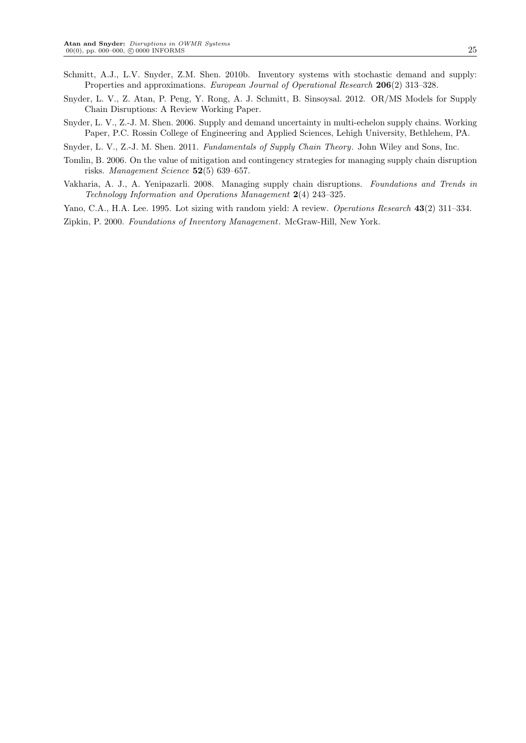Schmitt, A.J., L.V. Snyder, Z.M. Shen. 2010b. Inventory systems with stochastic demand and supply: Properties and approximations. *European Journal of Operational Research* **206**(2) 313–328.

Snyder, L. V., Z. Atan, P. Peng, Y. Rong, A. J. Schmitt, B. Sinsoysal. 2012. OR/MS Models for Supply Chain Disruptions: A Review Working Paper.

Snyder, L. V., Z.-J. M. Shen. 2006. Supply and demand uncertainty in multi-echelon supply chains. Working Paper, P.C. Rossin College of Engineering and Applied Sciences, Lehigh University, Bethlehem, PA.

Snyder, L. V., Z.-J. M. Shen. 2011. *Fundamentals of Supply Chain Theory*. John Wiley and Sons, Inc.

Tomlin, B. 2006. On the value of mitigation and contingency strategies for managing supply chain disruption risks. *Management Science* **52**(5) 639–657.

Vakharia, A. J., A. Yenipazarli. 2008. Managing supply chain disruptions. *Foundations and Trends in Technology Information and Operations Management* **2**(4) 243–325.

Yano, C.A., H.A. Lee. 1995. Lot sizing with random yield: A review. *Operations Research* **43**(2) 311–334.

Zipkin, P. 2000. *Foundations of Inventory Management*. McGraw-Hill, New York.